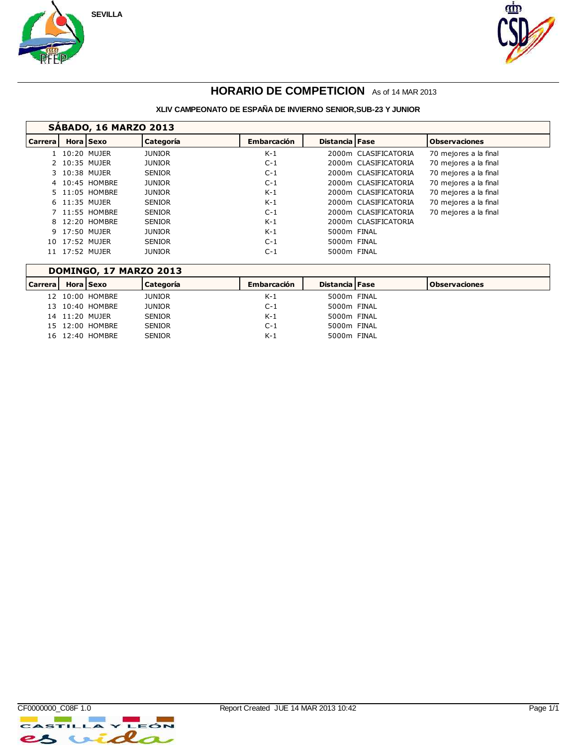SEVILLA

# HORARIO DE COMPETICION As of 14 MAR 2013

### XLIV CAMPEONATO DE ESPAÑA DE INVIERNO SENIOR,SUB-23 Y JUNIOR

**SÁBADO, 16 MARZO 2013**

| Carrera | Hora | Sexo | Categoría | Embarcación | Distancia | Fase | Observaciones |
|---|---|---|---|---|---|---|---|
| 1 | 10:20 | MUJER | JUNIOR | K-1 | 2000m | CLASIFICATORIA | 70 mejores a la final |
| 2 | 10:35 | MUJER | JUNIOR | C-1 | 2000m | CLASIFICATORIA | 70 mejores a la final |
| 3 | 10:38 | MUJER | SENIOR | C-1 | 2000m | CLASIFICATORIA | 70 mejores a la final |
| 4 | 10:45 | HOMBRE | JUNIOR | C-1 | 2000m | CLASIFICATORIA | 70 mejores a la final |
| 5 | 11:05 | HOMBRE | JUNIOR | K-1 | 2000m | CLASIFICATORIA | 70 mejores a la final |
| 6 | 11:35 | MUJER | SENIOR | K-1 | 2000m | CLASIFICATORIA | 70 mejores a la final |
| 7 | 11:55 | HOMBRE | SENIOR | C-1 | 2000m | CLASIFICATORIA | 70 mejores a la final |
| 8 | 12:20 | HOMBRE | SENIOR | K-1 | 2000m | CLASIFICATORIA | |
| 9 | 17:50 | MUJER | JUNIOR | K-1 | 5000m | FINAL | |
| 10 | 17:52 | MUJER | SENIOR | C-1 | 5000m | FINAL | |
| 11 | 17:52 | MUJER | JUNIOR | C-1 | 5000m | FINAL | |

**DOMINGO, 17 MARZO 2013**

| Carrera | Hora | Sexo | Categoría | Embarcación | Distancia | Fase | Observaciones |
|---|---|---|---|---|---|---|---|
| 12 | 10:00 | HOMBRE | JUNIOR | K-1 | 5000m | FINAL | |
| 13 | 10:40 | HOMBRE | JUNIOR | C-1 | 5000m | FINAL | |
| 14 | 11:20 | MUJER | SENIOR | K-1 | 5000m | FINAL | |
| 15 | 12:00 | HOMBRE | SENIOR | C-1 | 5000m | FINAL | |
| 16 | 12:40 | HOMBRE | SENIOR | K-1 | 5000m | FINAL | |

CF0000000_C08F 1.0 Report Created JUE 14 MAR 2013 10:42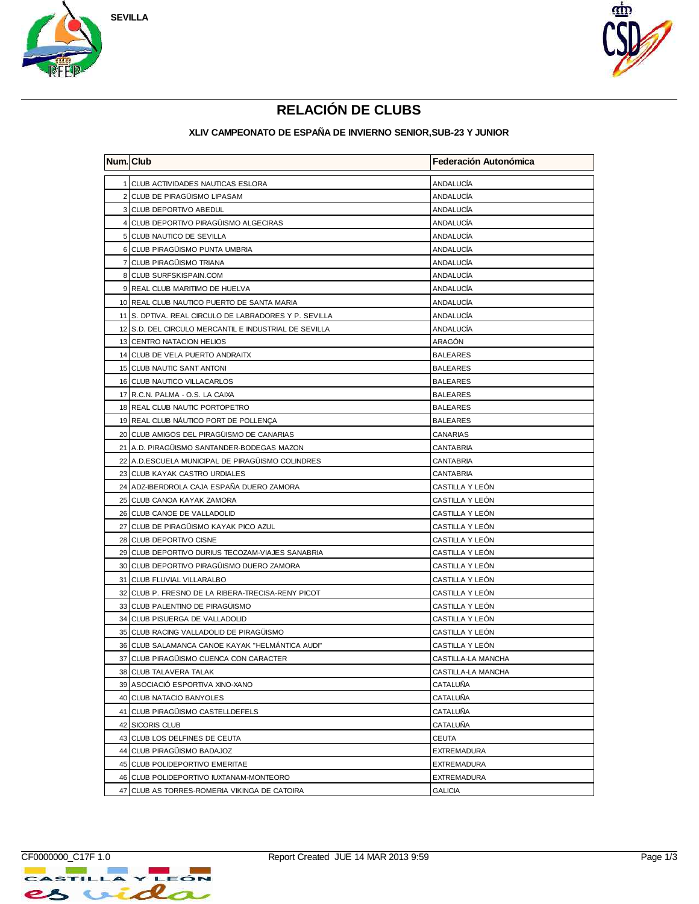SEVILLA

# RELACIÓN DE CLUBS

### XLIV CAMPEONATO DE ESPAÑA DE INVIERNO SENIOR,SUB-23 Y JUNIOR

| Num. | Club | Federación Autonómica |
|---|---|---|
| 1 | CLUB ACTIVIDADES NAUTICAS ESLORA | ANDALUCÍA |
| 2 | CLUB DE PIRAGÜISMO LIPASAM | ANDALUCÍA |
| 3 | CLUB DEPORTIVO ABEDUL | ANDALUCÍA |
| 4 | CLUB DEPORTIVO PIRAGÜISMO ALGECIRAS | ANDALUCÍA |
| 5 | CLUB NAUTICO DE SEVILLA | ANDALUCÍA |
| 6 | CLUB PIRAGÜISMO PUNTA UMBRIA | ANDALUCÍA |
| 7 | CLUB PIRAGÜISMO TRIANA | ANDALUCÍA |
| 8 | CLUB SURFSKISPAIN.COM | ANDALUCÍA |
| 9 | REAL CLUB MARITIMO DE HUELVA | ANDALUCÍA |
| 10 | REAL CLUB NAUTICO PUERTO DE SANTA MARIA | ANDALUCÍA |
| 11 | S. DPTIVA. REAL CIRCULO DE LABRADORES Y P. SEVILLA | ANDALUCÍA |
| 12 | S.D. DEL CIRCULO MERCANTIL E INDUSTRIAL DE SEVILLA | ANDALUCÍA |
| 13 | CENTRO NATACION HELIOS | ARAGÓN |
| 14 | CLUB DE VELA PUERTO ANDRAITX | BALEARES |
| 15 | CLUB NAUTIC SANT ANTONI | BALEARES |
| 16 | CLUB NAUTICO VILLACARLOS | BALEARES |
| 17 | R.C.N. PALMA - O.S. LA CAIXA | BALEARES |
| 18 | REAL CLUB NAUTIC PORTOPETRO | BALEARES |
| 19 | REAL CLUB NÁUTICO PORT DE POLLENÇA | BALEARES |
| 20 | CLUB AMIGOS DEL PIRAGÜISMO DE CANARIAS | CANARIAS |
| 21 | A.D. PIRAGÜISMO SANTANDER-BODEGAS MAZON | CANTABRIA |
| 22 | A.D.ESCUELA MUNICIPAL DE PIRAGÜISMO COLINDRES | CANTABRIA |
| 23 | CLUB KAYAK CASTRO URDIALES | CANTABRIA |
| 24 | ADZ-IBERDROLA CAJA ESPAÑA DUERO ZAMORA | CASTILLA Y LEÓN |
| 25 | CLUB CANOA KAYAK ZAMORA | CASTILLA Y LEÓN |
| 26 | CLUB CANOE DE VALLADOLID | CASTILLA Y LEÓN |
| 27 | CLUB DE PIRAGÜISMO KAYAK PICO AZUL | CASTILLA Y LEÓN |
| 28 | CLUB DEPORTIVO CISNE | CASTILLA Y LEÓN |
| 29 | CLUB DEPORTIVO DURIUS TECOZAM-VIAJES SANABRIA | CASTILLA Y LEÓN |
| 30 | CLUB DEPORTIVO PIRAGÜISMO DUERO ZAMORA | CASTILLA Y LEÓN |
| 31 | CLUB FLUVIAL VILLARALBO | CASTILLA Y LEÓN |
| 32 | CLUB P. FRESNO DE LA RIBERA-TRECISA-RENY PICOT | CASTILLA Y LEÓN |
| 33 | CLUB PALENTINO DE PIRAGÜISMO | CASTILLA Y LEÓN |
| 34 | CLUB PISUERGA DE VALLADOLID | CASTILLA Y LEÓN |
| 35 | CLUB RACING VALLADOLID DE PIRAGÜISMO | CASTILLA Y LEÓN |
| 36 | CLUB SALAMANCA CANOE KAYAK "HELMÁNTICA AUDI" | CASTILLA Y LEÓN |
| 37 | CLUB PIRAGÜISMO CUENCA CON CARACTER | CASTILLA-LA MANCHA |
| 38 | CLUB TALAVERA TALAK | CASTILLA-LA MANCHA |
| 39 | ASOCIACIÓ ESPORTIVA XINO-XANO | CATALUÑA |
| 40 | CLUB NATACIO BANYOLES | CATALUÑA |
| 41 | CLUB PIRAGÜISMO CASTELLDEFELS | CATALUÑA |
| 42 | SICORIS CLUB | CATALUÑA |
| 43 | CLUB LOS DELFINES DE CEUTA | CEUTA |
| 44 | CLUB PIRAGÜISMO BADAJOZ | EXTREMADURA |
| 45 | CLUB POLIDEPORTIVO EMERITAE | EXTREMADURA |
| 46 | CLUB POLIDEPORTIVO IUXTANAM-MONTEORO | EXTREMADURA |
| 47 | CLUB AS TORRES-ROMERIA VIKINGA DE CATOIRA | GALICIA |

CF0000000_C17F 1.0 Report Created JUE 14 MAR 2013 9:59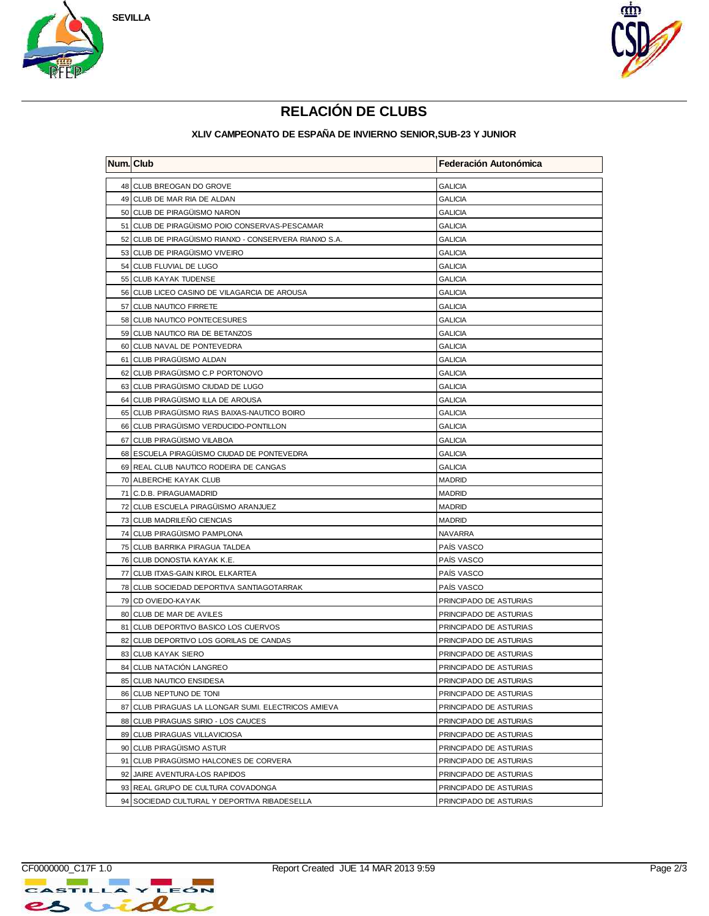SEVILLA

# RELACIÓN DE CLUBS

### XLIV CAMPEONATO DE ESPAÑA DE INVIERNO SENIOR,SUB-23 Y JUNIOR

| Num. | Club | Federación Autonómica |
|---|---|---|
| 48 | CLUB BREOGAN DO GROVE | GALICIA |
| 49 | CLUB DE MAR RIA DE ALDAN | GALICIA |
| 50 | CLUB DE PIRAGÜISMO NARON | GALICIA |
| 51 | CLUB DE PIRAGÜISMO POIO CONSERVAS-PESCAMAR | GALICIA |
| 52 | CLUB DE PIRAGÜISMO RIANXO - CONSERVERA RIANXO S.A. | GALICIA |
| 53 | CLUB DE PIRAGÜISMO VIVEIRO | GALICIA |
| 54 | CLUB FLUVIAL DE LUGO | GALICIA |
| 55 | CLUB KAYAK TUDENSE | GALICIA |
| 56 | CLUB LICEO CASINO DE VILAGARCIA DE AROUSA | GALICIA |
| 57 | CLUB NAUTICO FIRRETE | GALICIA |
| 58 | CLUB NAUTICO PONTECESURES | GALICIA |
| 59 | CLUB NAUTICO RIA DE BETANZOS | GALICIA |
| 60 | CLUB NAVAL DE PONTEVEDRA | GALICIA |
| 61 | CLUB PIRAGÜISMO ALDAN | GALICIA |
| 62 | CLUB PIRAGÜISMO C.P PORTONOVO | GALICIA |
| 63 | CLUB PIRAGÜISMO CIUDAD DE LUGO | GALICIA |
| 64 | CLUB PIRAGÜISMO ILLA DE AROUSA | GALICIA |
| 65 | CLUB PIRAGÜISMO RIAS BAIXAS-NAUTICO BOIRO | GALICIA |
| 66 | CLUB PIRAGÜISMO VERDUCIDO-PONTILLON | GALICIA |
| 67 | CLUB PIRAGÜISMO VILABOA | GALICIA |
| 68 | ESCUELA PIRAGÜISMO CIUDAD DE PONTEVEDRA | GALICIA |
| 69 | REAL CLUB NAUTICO RODEIRA DE CANGAS | GALICIA |
| 70 | ALBERCHE KAYAK CLUB | MADRID |
| 71 | C.D.B. PIRAGUAMADRID | MADRID |
| 72 | CLUB ESCUELA PIRAGÜISMO ARANJUEZ | MADRID |
| 73 | CLUB MADRILEÑO CIENCIAS | MADRID |
| 74 | CLUB PIRAGÜISMO PAMPLONA | NAVARRA |
| 75 | CLUB BARRIKA PIRAGUA TALDEA | PAÍS VASCO |
| 76 | CLUB DONOSTIA KAYAK K.E. | PAÍS VASCO |
| 77 | CLUB ITXAS-GAIN KIROL ELKARTEA | PAÍS VASCO |
| 78 | CLUB SOCIEDAD DEPORTIVA SANTIAGOTARRAK | PAÍS VASCO |
| 79 | CD OVIEDO-KAYAK | PRINCIPADO DE ASTURIAS |
| 80 | CLUB DE MAR DE AVILES | PRINCIPADO DE ASTURIAS |
| 81 | CLUB DEPORTIVO BASICO LOS CUERVOS | PRINCIPADO DE ASTURIAS |
| 82 | CLUB DEPORTIVO LOS GORILAS DE CANDAS | PRINCIPADO DE ASTURIAS |
| 83 | CLUB KAYAK SIERO | PRINCIPADO DE ASTURIAS |
| 84 | CLUB NATACIÓN LANGREO | PRINCIPADO DE ASTURIAS |
| 85 | CLUB NAUTICO ENSIDESA | PRINCIPADO DE ASTURIAS |
| 86 | CLUB NEPTUNO DE TONI | PRINCIPADO DE ASTURIAS |
| 87 | CLUB PIRAGUAS LA LLONGAR SUMI. ELECTRICOS AMIEVA | PRINCIPADO DE ASTURIAS |
| 88 | CLUB PIRAGUAS SIRIO - LOS CAUCES | PRINCIPADO DE ASTURIAS |
| 89 | CLUB PIRAGUAS VILLAVICIOSA | PRINCIPADO DE ASTURIAS |
| 90 | CLUB PIRAGÜISMO ASTUR | PRINCIPADO DE ASTURIAS |
| 91 | CLUB PIRAGÜISMO HALCONES DE CORVERA | PRINCIPADO DE ASTURIAS |
| 92 | JAIRE AVENTURA-LOS RAPIDOS | PRINCIPADO DE ASTURIAS |
| 93 | REAL GRUPO DE CULTURA COVADONGA | PRINCIPADO DE ASTURIAS |
| 94 | SOCIEDAD CULTURAL Y DEPORTIVA RIBADESELLA | PRINCIPADO DE ASTURIAS |

CF0000000_C17F 1.0 Report Created JUE 14 MAR 2013 9:59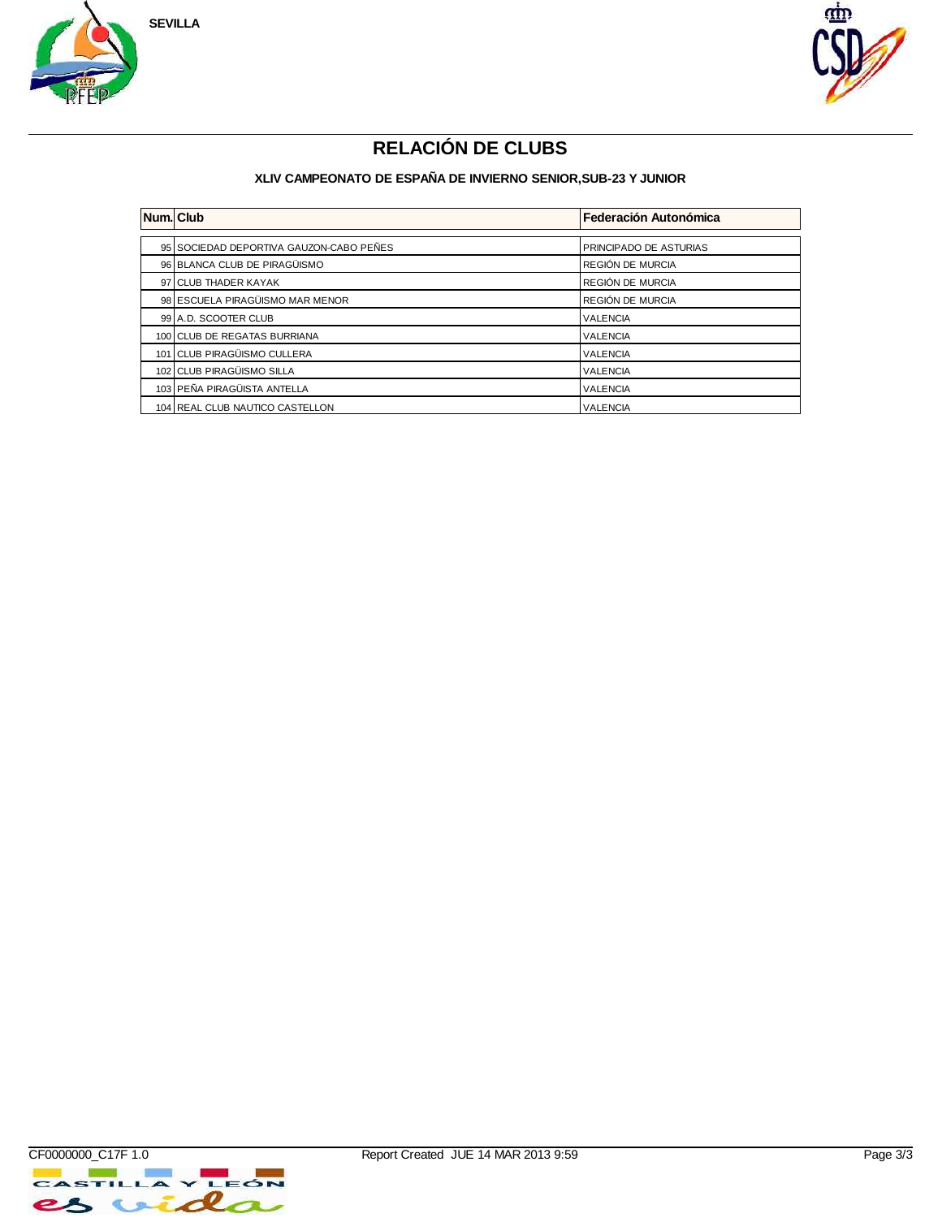SEVILLA

# RELACIÓN DE CLUBS

### XLIV CAMPEONATO DE ESPAÑA DE INVIERNO SENIOR,SUB-23 Y JUNIOR

| Num. | Club | Federación Autonómica |
|---|---|---|
| 95 | SOCIEDAD DEPORTIVA GAUZON-CABO PEÑES | PRINCIPADO DE ASTURIAS |
| 96 | BLANCA CLUB DE PIRAGÜISMO | REGIÓN DE MURCIA |
| 97 | CLUB THADER KAYAK | REGIÓN DE MURCIA |
| 98 | ESCUELA PIRAGÜISMO MAR MENOR | REGIÓN DE MURCIA |
| 99 | A.D. SCOOTER CLUB | VALENCIA |
| 100 | CLUB DE REGATAS BURRIANA | VALENCIA |
| 101 | CLUB PIRAGÜISMO CULLERA | VALENCIA |
| 102 | CLUB PIRAGÜISMO SILLA | VALENCIA |
| 103 | PEÑA PIRAGÜISTA ANTELLA | VALENCIA |
| 104 | REAL CLUB NAUTICO CASTELLON | VALENCIA |

CF0000000_C17F 1.0 Report Created JUE 14 MAR 2013 9:59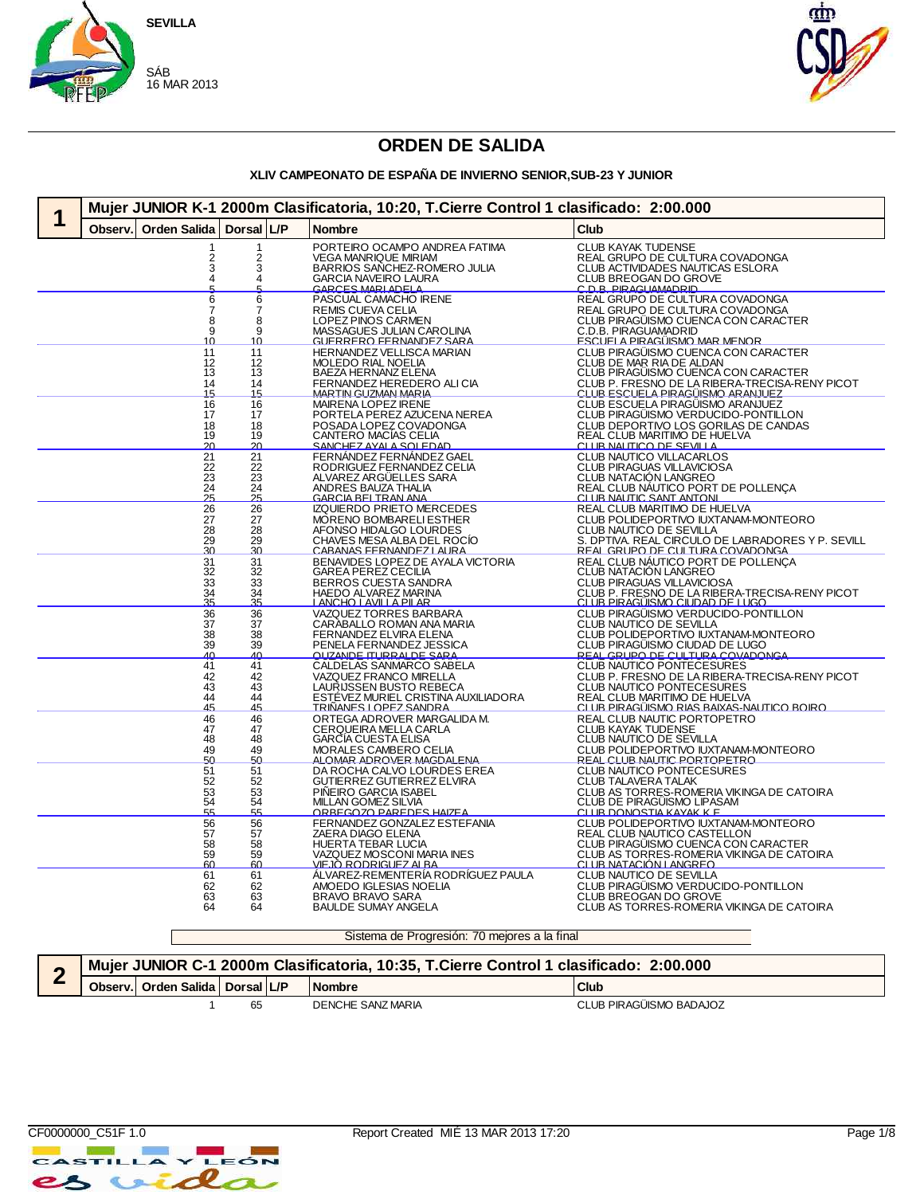SEVILLA

SÁB
16 MAR 2013

# ORDEN DE SALIDA

### XLIV CAMPEONATO DE ESPAÑA DE INVIERNO SENIOR,SUB-23 Y JUNIOR

## 1 Mujer JUNIOR K-1 2000m Clasificatoria, 10:20, T.Cierre Control 1 clasificado: 2:00.000

| Observ. | Orden Salida | Dorsal | L/P | Nombre | Club |
|---|---|---|---|---|---|
| | 1 | 1 | | PORTEIRO OCAMPO ANDREA FATIMA | CLUB KAYAK TUDENSE |
| | 2 | 2 | | VEGA MANRIQUE MIRIAM | REAL GRUPO DE CULTURA COVADONGA |
| | 3 | 3 | | BARRIOS SANCHEZ-ROMERO JULIA | CLUB ACTIVIDADES NAUTICAS ESLORA |
| | 4 | 4 | | GARCIA NAVEIRO LAURA | CLUB BREOGAN DO GROVE |
| | 5 | 5 | | GARCES MARI ADELA | C.D.B. PIRAGUAMADRID |
| | 6 | 6 | | PASCUAL CAMACHO IRENE | REAL GRUPO DE CULTURA COVADONGA |
| | 7 | 7 | | REMIS CUEVA CELIA | REAL GRUPO DE CULTURA COVADONGA |
| | 8 | 8 | | LOPEZ PINOS CARMEN | CLUB PIRAGÜISMO CUENCA CON CARACTER |
| | 9 | 9 | | MASSAGUES JULIAN CAROLINA | C.D.B. PIRAGUAMADRID |
| | 10 | 10 | | GUERRERO FERNANDEZ SARA | ESCUELA PIRAGÜISMO MAR MENOR |
| | 11 | 11 | | HERNANDEZ VELLISCA MARIAN | CLUB PIRAGÜISMO CUENCA CON CARACTER |
| | 12 | 12 | | MOLEDO RIAL NOELIA | CLUB DE MAR RIA DE ALDAN |
| | 13 | 13 | | BAEZA HERNANZ ELENA | CLUB PIRAGÜISMO CUENCA CON CARACTER |
| | 14 | 14 | | FERNANDEZ HEREDERO ALICIA | CLUB P. FRESNO DE LA RIBERA-TRECISA-RENY PICOT |
| | 15 | 15 | | MARTIN GUZMAN MARIA | CLUB ESCUELA PIRAGÜISMO ARANJUEZ |
| | 16 | 16 | | MAIRENA LOPEZ IRENE | CLUB ESCUELA PIRAGÜISMO ARANJUEZ |
| | 17 | 17 | | PORTELA PEREZ AZUCENA NEREA | CLUB PIRAGÜISMO VERDUCIDO-PONTILLON |
| | 18 | 18 | | POSADA LOPEZ COVADONGA | CLUB DEPORTIVO LOS GORILAS DE CANDAS |
| | 19 | 19 | | CANTERO MACIAS CELIA | REAL CLUB MARITIMO DE HUELVA |
| | 20 | 20 | | SANCHEZ AYALA SOLEDAD | CLUB NAUTICO DE SEVILLA |
| | 21 | 21 | | FERNANDEZ FERNANDEZ GAEL | CLUB NAUTICO VILLACARLOS |
| | 22 | 22 | | RODRIGUEZ FERNANDEZ CELIA | CLUB PIRAGUAS VILLAVICIOSA |
| | 23 | 23 | | ALVAREZ ARGÜELLES SARA | CLUB NATACIÓN LANGREO |
| | 24 | 24 | | ANDRES BAUZA THALIA | REAL CLUB NÁUTICO PORT DE POLLENÇA |
| | 25 | 25 | | GARCIA BELTRAN ANA | CLUB NAUTIC SANT ANTONI |
| | 26 | 26 | | IZQUIERDO PRIETO MERCEDES | REAL CLUB MARITIMO DE HUELVA |
| | 27 | 27 | | MORENO BOMBARELI ESTHER | CLUB POLIDEPORTIVO IUXTANAM-MONTEORO |
| | 28 | 28 | | AFONSO HIDALGO LOURDES | CLUB NAUTICO DE SEVILLA |
| | 29 | 29 | | CHAVES MESA ALBA DEL ROCÍO | S. DPTIVA. REAL CIRCULO DE LABRADORES Y P. SEVILL |
| | 30 | 30 | | CABANAS FERNANDEZ LAURA | REAL GRUPO DE CULTURA COVADONGA |
| | 31 | 31 | | BENAVIDES LOPEZ DE AYALA VICTORIA | REAL CLUB NÁUTICO PORT DE POLLENÇA |
| | 32 | 32 | | GAREA PEREZ CECILIA | CLUB NATACIÓN LANGREO |
| | 33 | 33 | | BERROS CUESTA SANDRA | CLUB PIRAGUAS VILLAVICIOSA |
| | 34 | 34 | | HAEDO ALVAREZ MARINA | CLUB P. FRESNO DE LA RIBERA-TRECISA-RENY PICOT |
| | 35 | 35 | | LANCHO LAVILLA PILAR | CLUB PIRAGÜISMO CIUDAD DE LUGO |
| | 36 | 36 | | VAZQUEZ TORRES BARBARA | CLUB PIRAGÜISMO VERDUCIDO-PONTILLON |
| | 37 | 37 | | CARABALLO ROMAN ANA MARIA | CLUB NAUTICO DE SEVILLA |
| | 38 | 38 | | FERNANDEZ ELVIRA ELENA | CLUB POLIDEPORTIVO IUXTANAM-MONTEORO |
| | 39 | 39 | | PENELA FERNANDEZ JESSICA | CLUB PIRAGÜISMO CIUDAD DE LUGO |
| | 40 | 40 | | OUZANDE ITURRALDE SARA | REAL GRUPO DE CULTURA COVADONGA |
| | 41 | 41 | | CALDELAS SANMARCO SABELA | CLUB NAUTICO PONTECESURES |
| | 42 | 42 | | VAZQUEZ FRANCO MIRELLA | CLUB P. FRESNO DE LA RIBERA-TRECISA-RENY PICOT |
| | 43 | 43 | | LAURIJSSEN BUSTO REBECA | CLUB NAUTICO PONTECESURES |
| | 44 | 44 | | ESTÉVEZ MURIEL CRISTINA AUXILIADORA | REAL CLUB MARITIMO DE HUELVA |
| | 45 | 45 | | TRIÑANES LOPEZ SANDRA | CLUB PIRAGÜISMO RIAS BAIXAS-NAUTICO BOIRO |
| | 46 | 46 | | ORTEGA ADROVER MARGALIDA M. | REAL CLUB NAUTIC PORTOPETRO |
| | 47 | 47 | | CERQUEIRA MELLA CARLA | CLUB KAYAK TUDENSE |
| | 48 | 48 | | GARCIA CUESTA ELISA | CLUB NAUTICO DE SEVILLA |
| | 49 | 49 | | MORALES CAMBERO CELIA | CLUB POLIDEPORTIVO IUXTANAM-MONTEORO |
| | 50 | 50 | | ALOMAR ADROVER MAGDALENA | REAL CLUB NAUTIC PORTOPETRO |
| | 51 | 51 | | DA ROCHA CALVO LOURDES EREA | CLUB NAUTICO PONTECESURES |
| | 52 | 52 | | GUTIERREZ GUTIERREZ ELVIRA | CLUB TALAVERA TALAK |
| | 53 | 53 | | PIÑEIRO GARCIA ISABEL | CLUB AS TORRES-ROMERIA VIKINGA DE CATOIRA |
| | 54 | 54 | | MILLAN GOMEZ SILVIA | CLUB DE PIRAGÜISMO LIPASAM |
| | 55 | 55 | | ORBEGOZO PAREDES HAIZEA | CLUB DONOSTIA KAYAK K.E. |
| | 56 | 56 | | FERNANDEZ GONZALEZ ESTEFANIA | CLUB POLIDEPORTIVO IUXTANAM-MONTEORO |
| | 57 | 57 | | ZAERA DIAGO ELENA | REAL CLUB NAUTICO CASTELLON |
| | 58 | 58 | | HUERTA TEBAR LUCIA | CLUB PIRAGÜISMO CUENCA CON CARACTER |
| | 59 | 59 | | VAZQUEZ MOSCONI MARIA INES | CLUB AS TORRES-ROMERIA VIKINGA DE CATOIRA |
| | 60 | 60 | | VIEJO RODRIGUEZ ALBA | CLUB NATACIÓN LANGREO |
| | 61 | 61 | | ÁLVAREZ-REMENTERÍA RODRÍGUEZ PAULA | CLUB NAUTICO DE SEVILLA |
| | 62 | 62 | | AMOEDO IGLESIAS NOELIA | CLUB PIRAGÜISMO VERDUCIDO-PONTILLON |
| | 63 | 63 | | BRAVO BRAVO SARA | CLUB BREOGAN DO GROVE |
| | 64 | 64 | | BAULDE SUMAY ANGELA | CLUB AS TORRES-ROMERIA VIKINGA DE CATOIRA |

Sistema de Progresión: 70 mejores a la final

## 2 Mujer JUNIOR C-1 2000m Clasificatoria, 10:35, T.Cierre Control 1 clasificado: 2:00.000

| Observ. | Orden Salida | Dorsal | L/P | Nombre | Club |
|---|---|---|---|---|---|
| | 1 | 65 | | DENCHE SANZ MARIA | CLUB PIRAGÜISMO BADAJOZ |

CF0000000_C51F 1.0 Report Created MIÉ 13 MAR 2013 17:20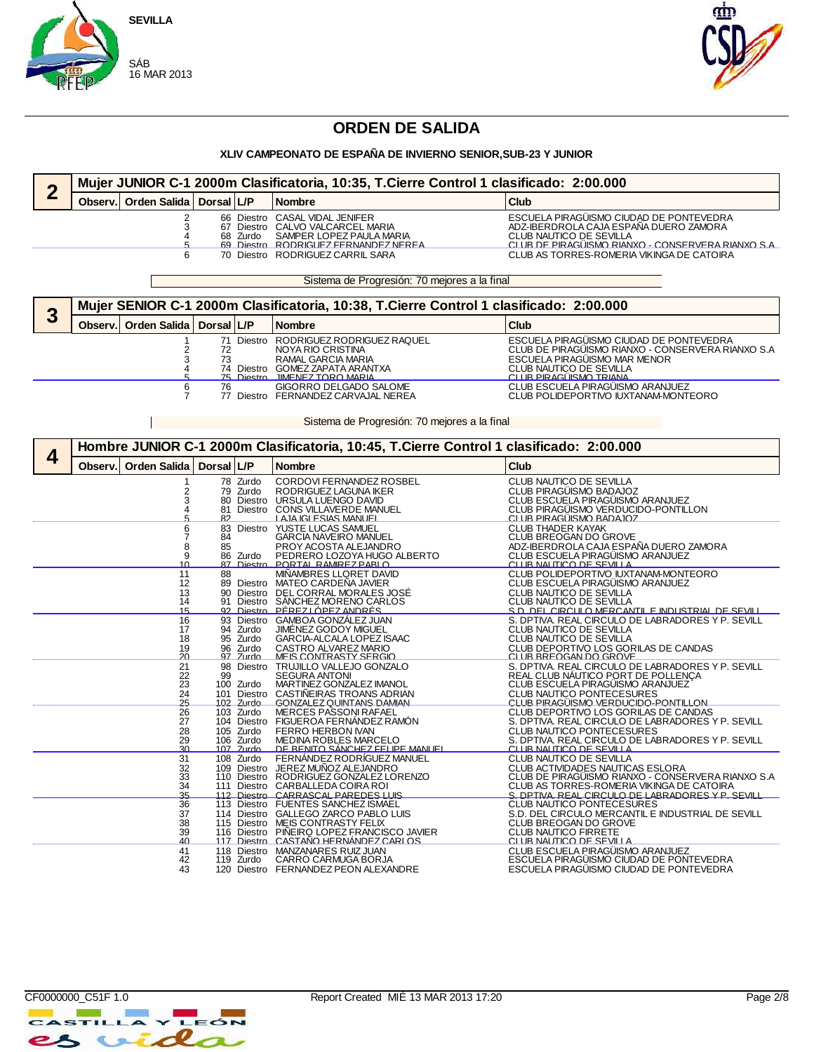SEVILLA

SÁB
16 MAR 2013

# ORDEN DE SALIDA

### XLIV CAMPEONATO DE ESPAÑA DE INVIERNO SENIOR,SUB-23 Y JUNIOR

## 2 — Mujer JUNIOR C-1 2000m Clasificatoria, 10:35, T.Cierre Control 1 clasificado: 2:00.000

| Observ. | Orden Salida | Dorsal | L/P | Nombre | Club |
|---|---|---|---|---|---|
| | 2 | 66 | Diestro | CASAL VIDAL JENIFER | ESCUELA PIRAGÜISMO CIUDAD DE PONTEVEDRA |
| | 3 | 67 | Diestro | CALVO VALCARCEL MARIA | ADZ-IBERDROLA CAJA ESPAÑA DUERO ZAMORA |
| | 4 | 68 | Zurdo | SAMPER LOPEZ PAULA MARIA | CLUB NAUTICO DE SEVILLA |
| | 5 | 69 | Diestro | RODRIGUEZ FERNANDEZ NEREA | CLUB DE PIRAGÜISMO RIANXO - CONSERVERA RIANXO S.A |
| | 6 | 70 | Diestro | RODRIGUEZ CARRIL SARA | CLUB AS TORRES-ROMERIA VIKINGA DE CATOIRA |

Sistema de Progresión: 70 mejores a la final

## 3 — Mujer SENIOR C-1 2000m Clasificatoria, 10:38, T.Cierre Control 1 clasificado: 2:00.000

| Observ. | Orden Salida | Dorsal | L/P | Nombre | Club |
|---|---|---|---|---|---|
| | 1 | 71 | Diestro | RODRIGUEZ RODRIGUEZ RAQUEL | ESCUELA PIRAGÜISMO CIUDAD DE PONTEVEDRA |
| | 2 | 72 | | NOYA RIO CRISTINA | CLUB DE PIRAGÜISMO RIANXO - CONSERVERA RIANXO S.A |
| | 3 | 73 | | RAMAL GARCIA MARIA | ESCUELA PIRAGÜISMO MAR MENOR |
| | 4 | 74 | Diestro | GOMEZ ZAPATA ARANTXA | CLUB NAUTICO DE SEVILLA |
| | 5 | 75 | Diestro | JIMENEZ TORO MARIA | CLUB PIRAGÜISMO TRIANA |
| | 6 | 76 | | GIGORRO DELGADO SALOME | CLUB ESCUELA PIRAGÜISMO ARANJUEZ |
| | 7 | 77 | Diestro | FERNANDEZ CARVAJAL NEREA | CLUB POLIDEPORTIVO IUXTANAM-MONTEORO |

Sistema de Progresión: 70 mejores a la final

## 4 — Hombre JUNIOR C-1 2000m Clasificatoria, 10:45, T.Cierre Control 1 clasificado: 2:00.000

| Observ. | Orden Salida | Dorsal | L/P | Nombre | Club |
|---|---|---|---|---|---|
| | 1 | 78 | Zurdo | CORDOVI FERNANDEZ ROSBEL | CLUB NAUTICO DE SEVILLA |
| | 2 | 79 | Zurdo | RODRIGUEZ LAGUNA IKER | CLUB PIRAGÜISMO BADAJOZ |
| | 3 | 80 | Diestro | URSULA LUENGO DAVID | CLUB ESCUELA PIRAGÜISMO ARANJUEZ |
| | 4 | 81 | Diestro | CONS VILLAVERDE MANUEL | CLUB PIRAGÜISMO VERDUCIDO-PONTILLON |
| | 5 | 82 | | LAJA IGLESIAS MANUEL | CLUB PIRAGÜISMO BADAJOZ |
| | 6 | 83 | Diestro | YUSTE LUCAS SAMUEL | CLUB THADER KAYAK |
| | 7 | 84 | | GARCIA NAVEIRO MANUEL | CLUB BREOGAN DO GROVE |
| | 8 | 85 | | PROY ACOSTA ALEJANDRO | ADZ-IBERDROLA CAJA ESPAÑA DUERO ZAMORA |
| | 9 | 86 | Zurdo | PEDRERO LOZOYA HUGO ALBERTO | CLUB ESCUELA PIRAGÜISMO ARANJUEZ |
| | 10 | 87 | Diestro | PORTAL RAMIREZ PABLO | CLUB NAUTICO DE SEVILLA |
| | 11 | 88 | | MIÑAMBRES LLORET DAVID | CLUB POLIDEPORTIVO IUXTANAM-MONTEORO |
| | 12 | 89 | Diestro | MATEO CARDEÑA JAVIER | CLUB ESCUELA PIRAGÜISMO ARANJUEZ |
| | 13 | 90 | Diestro | DEL CORRAL MORALES JOSÉ | CLUB NAUTICO DE SEVILLA |
| | 14 | 91 | Diestro | SÁNCHEZ MORENO CARLOS | CLUB NAUTICO DE SEVILLA |
| | 15 | 92 | Diestro | PÉREZ LÓPEZ ANDRÉS | S.D. DEL CIRCULO MERCANTIL E INDUSTRIAL DE SEVILL |
| | 16 | 93 | Diestro | GAMBOA GONZÁLEZ JUAN | S. DPTIVA. REAL CIRCULO DE LABRADORES Y P. SEVILL |
| | 17 | 94 | Zurdo | JIMÉNEZ GODOY MIGUEL | CLUB NAUTICO DE SEVILLA |
| | 18 | 95 | Zurdo | GARCIA-ALCALA LOPEZ ISAAC | CLUB NAUTICO DE SEVILLA |
| | 19 | 96 | Zurdo | CASTRO ALVAREZ MARIO | CLUB DEPORTIVO LOS GORILAS DE CANDAS |
| | 20 | 97 | Zurdo | MEIS CONTRASTY SERGIO | CLUB BREOGAN DO GROVE |
| | 21 | 98 | Diestro | TRUJILLO VALLEJO GONZALO | S. DPTIVA. REAL CIRCULO DE LABRADORES Y P. SEVILL |
| | 22 | 99 | | SEGURA ANTONI | REAL CLUB NÁUTICO PORT DE POLLENÇA |
| | 23 | 100 | Zurdo | MARTINEZ GONZALEZ IMANOL | CLUB ESCUELA PIRAGÜISMO ARANJUEZ |
| | 24 | 101 | Diestro | CASTIÑEIRAS TROANS ADRIAN | CLUB NAUTICO PONTECESURES |
| | 25 | 102 | Zurdo | GONZALEZ QUINTANS DAMIAN | CLUB PIRAGÜISMO VERDUCIDO-PONTILLON |
| | 26 | 103 | Zurdo | MERCES PASSONI RAFAEL | CLUB DEPORTIVO LOS GORILAS DE CANDAS |
| | 27 | 104 | Diestro | FIGUEROA FERNÁNDEZ RAMÓN | S. DPTIVA. REAL CIRCULO DE LABRADORES Y P. SEVILL |
| | 28 | 105 | Zurdo | FERRO HERBON IVAN | CLUB NAUTICO PONTECESURES |
| | 29 | 106 | Zurdo | MEDINA ROBLES MARCELO | S. DPTIVA. REAL CIRCULO DE LABRADORES Y P. SEVILL |
| | 30 | 107 | Zurdo | DE BENITO SÁNCHEZ FELIPE MANUEL | CLUB NAUTICO DE SEVILLA |
| | 31 | 108 | Zurdo | FERNÁNDEZ RODRÍGUEZ MANUEL | CLUB NAUTICO DE SEVILLA |
| | 32 | 109 | Diestro | JEREZ MUÑOZ ALEJANDRO | CLUB ACTIVIDADES NAUTICAS ESLORA |
| | 33 | 110 | Diestro | RODRIGUEZ GONZALEZ LORENZO | CLUB DE PIRAGÜISMO RIANXO - CONSERVERA RIANXO S.A |
| | 34 | 111 | Diestro | CARBALLEDA COIRA ROI | CLUB AS TORRES-ROMERIA VIKINGA DE CATOIRA |
| | 35 | 112 | Diestro | CARRASCAL PAREDES LUIS | S. DPTIVA. REAL CIRCULO DE LABRADORES Y P. SEVILL |
| | 36 | 113 | Diestro | FUENTES SANCHEZ ISMAEL | CLUB NAUTICO PONTECESURES |
| | 37 | 114 | Diestro | GALLEGO ZARCO PABLO LUIS | S.D. DEL CIRCULO MERCANTIL E INDUSTRIAL DE SEVILL |
| | 38 | 115 | Diestro | MEIS CONTRASTY FELIX | CLUB BREOGAN DO GROVE |
| | 39 | 116 | Diestro | PIÑEIRO LOPEZ FRANCISCO JAVIER | CLUB NAUTICO FIRRETE |
| | 40 | 117 | Diestro | CASTAÑO HERNÁNDEZ CARLOS | CLUB NAUTICO DE SEVILLA |
| | 41 | 118 | Diestro | MANZANARES RUIZ JUAN | CLUB ESCUELA PIRAGÜISMO ARANJUEZ |
| | 42 | 119 | Zurdo | CARRO CARMUGA BORJA | ESCUELA PIRAGÜISMO CIUDAD DE PONTEVEDRA |
| | 43 | 120 | Diestro | FERNANDEZ PEON ALEXANDRE | ESCUELA PIRAGÜISMO CIUDAD DE PONTEVEDRA |

CF0000000_C51F 1.0 — Report Created MIÉ 13 MAR 2013 17:20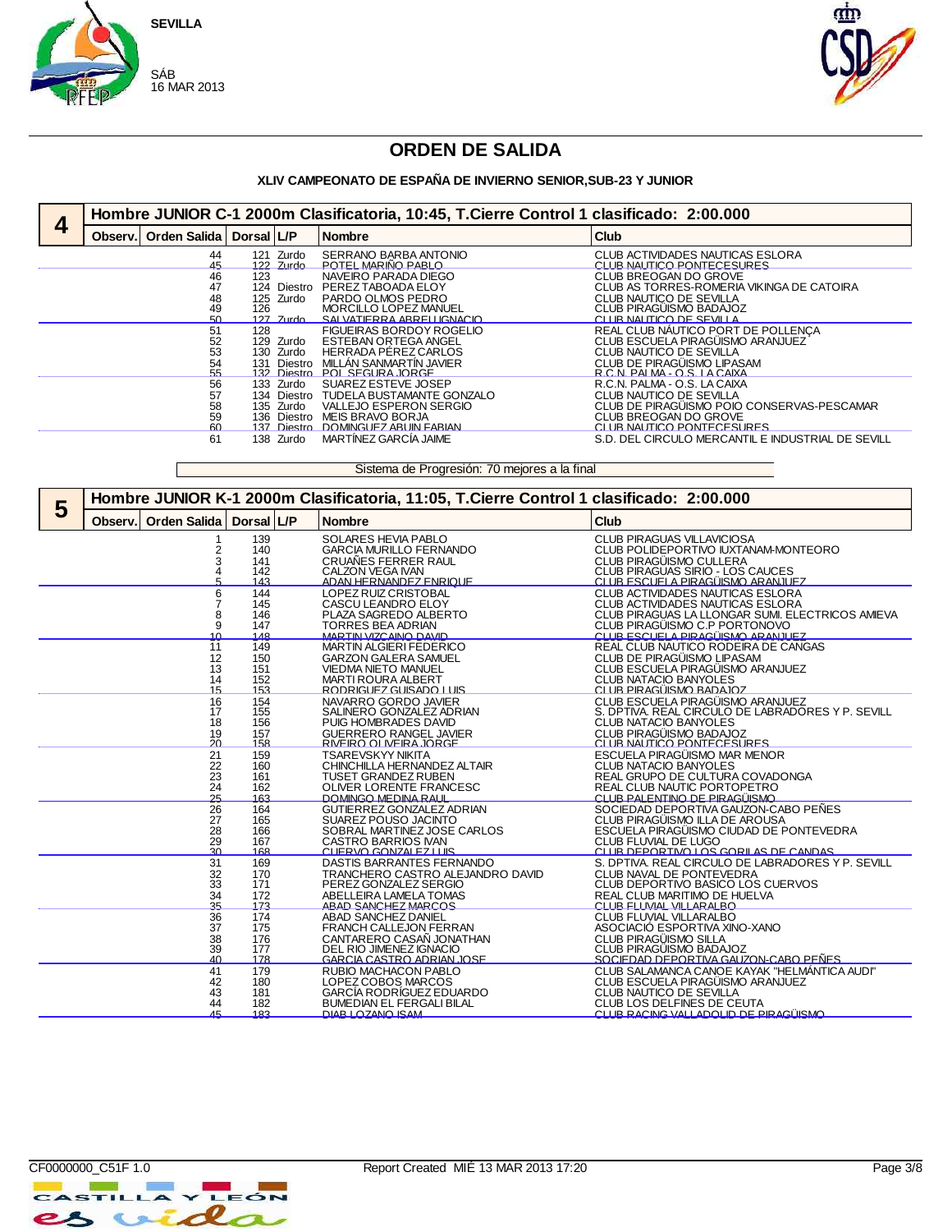SEVILLA

SÁB
16 MAR 2013

# ORDEN DE SALIDA

### XLIV CAMPEONATO DE ESPAÑA DE INVIERNO SENIOR,SUB-23 Y JUNIOR

## 4 Hombre JUNIOR C-1 2000m Clasificatoria, 10:45, T.Cierre Control 1 clasificado: 2:00.000

| Observ. | Orden Salida | Dorsal | L/P | Nombre | Club |
|---|---|---|---|---|---|
| | 44 | 121 | Zurdo | SERRANO BARBA ANTONIO | CLUB ACTIVIDADES NAUTICAS ESLORA |
| | 45 | 122 | Zurdo | POTEL MARIÑO PABLO | CLUB NAUTICO PONTECESURES |
| | 46 | 123 | | NAVEIRO PARADA DIEGO | CLUB BREOGAN DO GROVE |
| | 47 | 124 | Diestro | PEREZ TABOADA ELOY | CLUB AS TORRES-ROMERIA VIKINGA DE CATOIRA |
| | 48 | 125 | Zurdo | PARDO OLMOS PEDRO | CLUB NAUTICO DE SEVILLA |
| | 49 | 126 | | MORCILLO LOPEZ MANUEL | CLUB PIRAGÜISMO BADAJOZ |
| | 50 | 127 | Zurdo | SALVATIERRA ABREU IGNACIO | CLUB NAUTICO DE SEVILLA |
| | 51 | 128 | | FIGUEIRAS BORDOY ROGELIO | REAL CLUB NÁUTICO PORT DE POLLENÇA |
| | 52 | 129 | Zurdo | ESTEBAN ORTEGA ANGEL | CLUB ESCUELA PIRAGÜISMO ARANJUEZ |
| | 53 | 130 | Zurdo | HERRADA PÉREZ CARLOS | CLUB NAUTICO DE SEVILLA |
| | 54 | 131 | Diestro | MILLÁN SANMARTÍN JAVIER | CLUB DE PIRAGÜISMO LIPASAM |
| | 55 | 132 | Diestro | POL SEGURA JORGE | R.C.N. PALMA - O.S. LA CAIXA |
| | 56 | 133 | Zurdo | SUAREZ ESTEVE JOSEP | R.C.N. PALMA - O.S. LA CAIXA |
| | 57 | 134 | Diestro | TUDELA BUSTAMANTE GONZALO | CLUB NAUTICO DE SEVILLA |
| | 58 | 135 | Zurdo | VALLEJO ESPERON SERGIO | CLUB DE PIRAGÜISMO POIO CONSERVAS-PESCAMAR |
| | 59 | 136 | Diestro | MEIS BRAVO BORJA | CLUB BREOGAN DO GROVE |
| | 60 | 137 | Diestro | DOMINGUEZ ABUIN FABIAN | CLUB NAUTICO PONTECESURES |
| | 61 | 138 | Zurdo | MARTÍNEZ GARCÍA JAIME | S.D. DEL CIRCULO MERCANTIL E INDUSTRIAL DE SEVILL |

Sistema de Progresión: 70 mejores a la final

## 5 Hombre JUNIOR K-1 2000m Clasificatoria, 11:05, T.Cierre Control 1 clasificado: 2:00.000

| Observ. | Orden Salida | Dorsal | L/P | Nombre | Club |
|---|---|---|---|---|---|
| | 1 | 139 | | SOLARES HEVIA PABLO | CLUB PIRAGUAS VILLAVICIOSA |
| | 2 | 140 | | GARCIA MURILLO FERNANDO | CLUB POLIDEPORTIVO IUXTANAM-MONTEORO |
| | 3 | 141 | | CRUAÑES FERRER RAUL | CLUB PIRAGÜISMO CULLERA |
| | 4 | 142 | | CALZON VEGA IVAN | CLUB PIRAGUAS SIRIO - LOS CAUCES |
| | 5 | 143 | | ADAN HERNANDEZ ENRIQUE | CLUB ESCUELA PIRAGÜISMO ARANJUEZ |
| | 6 | 144 | | LOPEZ RUIZ CRISTOBAL | CLUB ACTIVIDADES NAUTICAS ESLORA |
| | 7 | 145 | | CASCU LEANDRO ELOY | CLUB ACTIVIDADES NAUTICAS ESLORA |
| | 8 | 146 | | PLAZA SAGREDO ALBERTO | CLUB PIRAGUAS LA LLONGAR SUMI. ELECTRICOS AMIEVA |
| | 9 | 147 | | TORRES BEA ADRIAN | CLUB PIRAGÜISMO C.P PORTONOVO |
| | 10 | 148 | | MARTIN VIZCAINO DAVID | CLUB ESCUELA PIRAGÜISMO ARANJUEZ |
| | 11 | 149 | | MARTIN ALGIERI FEDERICO | REAL CLUB NAUTICO RODEIRA DE CANGAS |
| | 12 | 150 | | GARZON GALERA SAMUEL | CLUB DE PIRAGÜISMO LIPASAM |
| | 13 | 151 | | VIEDMA NIETO MANUEL | CLUB ESCUELA PIRAGÜISMO ARANJUEZ |
| | 14 | 152 | | MARTI ROURA ALBERT | CLUB NATACIO BANYOLES |
| | 15 | 153 | | RODRIGUEZ GUISADO LUIS | CLUB PIRAGÜISMO BADAJOZ |
| | 16 | 154 | | NAVARRO GORDO JAVIER | CLUB ESCUELA PIRAGÜISMO ARANJUEZ |
| | 17 | 155 | | SALINERO GONZALEZ ADRIAN | S. DPTIVA. REAL CIRCULO DE LABRADORES Y P. SEVILL |
| | 18 | 156 | | PUIG HOMBRADES DAVID | CLUB NATACIO BANYOLES |
| | 19 | 157 | | GUERRERO RANGEL JAVIER | CLUB PIRAGÜISMO BADAJOZ |
| | 20 | 158 | | RIVEIRO OLIVEIRA JORGE | CLUB NAUTICO PONTECESURES |
| | 21 | 159 | | TSAREVSKYY NIKITA | ESCUELA PIRAGÜISMO MAR MENOR |
| | 22 | 160 | | CHINCHILLA HERNANDEZ ALTAIR | CLUB NATACIO BANYOLES |
| | 23 | 161 | | TUSET GRANDEZ RUBEN | REAL GRUPO DE CULTURA COVADONGA |
| | 24 | 162 | | OLIVER LORENTE FRANCESC | REAL CLUB NAUTIC PORTOPETRO |
| | 25 | 163 | | DOMINGO MEDINA RAUL | CLUB PALENTINO DE PIRAGÜISMO |
| | 26 | 164 | | GUTIERREZ GONZALEZ ADRIAN | SOCIEDAD DEPORTIVA GAUZON-CABO PEÑES |
| | 27 | 165 | | SUAREZ POUSO JACINTO | CLUB PIRAGÜISMO ILLA DE AROUSA |
| | 28 | 166 | | SOBRAL MARTINEZ JOSE CARLOS | ESCUELA PIRAGÜISMO CIUDAD DE PONTEVEDRA |
| | 29 | 167 | | CASTRO BARRIOS IVAN | CLUB FLUVIAL DE LUGO |
| | 30 | 168 | | CUERVO GONZALEZ LUIS | CLUB DEPORTIVO LOS GORILAS DE CANDAS |
| | 31 | 169 | | DASTIS BARRANTES FERNANDO | S. DPTIVA. REAL CIRCULO DE LABRADORES Y P. SEVILL |
| | 32 | 170 | | TRANCHERO CASTRO ALEJANDRO DAVID | CLUB NAVAL DE PONTEVEDRA |
| | 33 | 171 | | PEREZ GONZALEZ SERGIO | CLUB DEPORTIVO BASICO LOS CUERVOS |
| | 34 | 172 | | ABELLEIRA LAMELA TOMAS | REAL CLUB MARITIMO DE HUELVA |
| | 35 | 173 | | ABAD SANCHEZ MARCOS | CLUB FLUVIAL VILLARALBO |
| | 36 | 174 | | ABAD SANCHEZ DANIEL | CLUB FLUVIAL VILLARALBO |
| | 37 | 175 | | FRANCH CALLEJON FERRAN | ASOCIACIÓ ESPORTIVA XINO-XANO |
| | 38 | 176 | | CANTARERO CASAÑ JONATHAN | CLUB PIRAGÜISMO SILLA |
| | 39 | 177 | | DEL RIO JIMENEZ IGNACIO | CLUB PIRAGÜISMO BADAJOZ |
| | 40 | 178 | | GARCIA CASTRO ADRIAN JOSE | SOCIEDAD DEPORTIVA GAUZON-CABO PEÑES |
| | 41 | 179 | | RUBIO MACHACON PABLO | CLUB SALAMANCA CANOE KAYAK "HELMÁNTICA AUDI" |
| | 42 | 180 | | LOPEZ COBOS MARCOS | CLUB ESCUELA PIRAGÜISMO ARANJUEZ |
| | 43 | 181 | | GARCÍA RODRÍGUEZ EDUARDO | CLUB NAUTICO DE SEVILLA |
| | 44 | 182 | | BUMEDIAN EL FERGALI BILAL | CLUB LOS DELFINES DE CEUTA |
| | 45 | 183 | | DIAB LOZANO ISAM | CLUB RACING VALLADOLID DE PIRAGÜISMO |

CF0000000_C51F 1.0 Report Created MIÉ 13 MAR 2013 17:20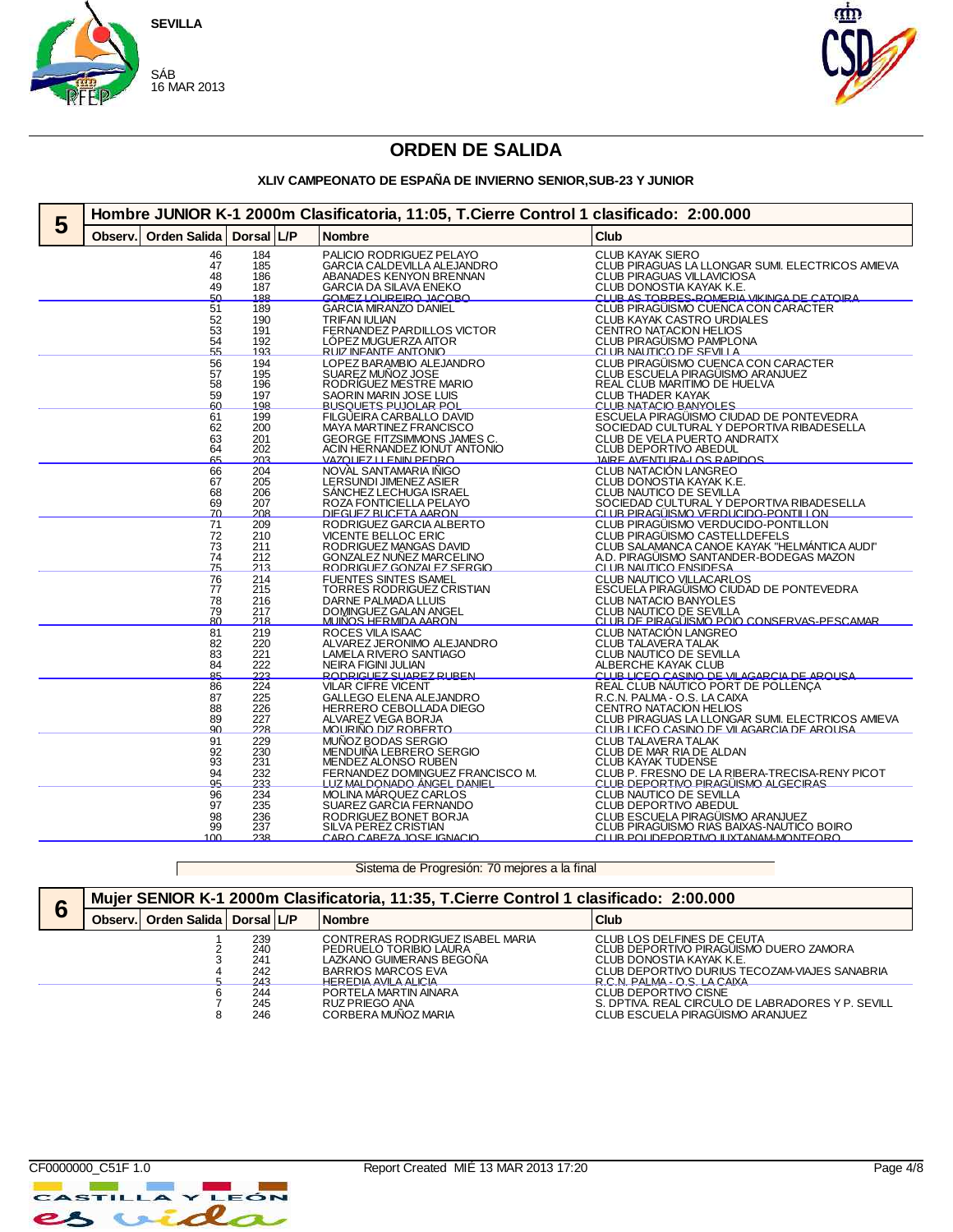SEVILLA

SÁB
16 MAR 2013

# ORDEN DE SALIDA

### XLIV CAMPEONATO DE ESPAÑA DE INVIERNO SENIOR,SUB-23 Y JUNIOR

## 5 Hombre JUNIOR K-1 2000m Clasificatoria, 11:05, T.Cierre Control 1 clasificado: 2:00.000

| Observ. | Orden Salida | Dorsal | L/P | Nombre | Club |
|---|---|---|---|---|---|
| | 46 | 184 | | PALICIO RODRIGUEZ PELAYO | CLUB KAYAK SIERO |
| | 47 | 185 | | GARCIA CALDEVILLA ALEJANDRO | CLUB PIRAGUAS LA LLONGAR SUMI. ELECTRICOS AMIEVA |
| | 48 | 186 | | ABANADES KENYON BRENNAN | CLUB PIRAGUAS VILLAVICIOSA |
| | 49 | 187 | | GARCIA DA SILAVA ENEKO | CLUB DONOSTIA KAYAK K.E. |
| | 50 | 188 | | GOMEZ LOUREIRO JACOBO | CLUB AS TORRES-ROMERIA VIKINGA DE CATOIRA |
| | 51 | 189 | | GARCIA MIRANZO DANIEL | CLUB PIRAGÜISMO CUENCA CON CARACTER |
| | 52 | 190 | | TRIFAN IULIAN | CLUB KAYAK CASTRO URDIALES |
| | 53 | 191 | | FERNANDEZ PARDILLOS VICTOR | CENTRO NATACION HELIOS |
| | 54 | 192 | | LÓPEZ MUGUERZA AITOR | CLUB PIRAGÜISMO PAMPLONA |
| | 55 | 193 | | RUIZ INFANTE ANTONIO | CLUB NAUTICO DE SEVILLA |
| | 56 | 194 | | LOPEZ BARAMBIO ALEJANDRO | CLUB PIRAGÜISMO CUENCA CON CARACTER |
| | 57 | 195 | | SUAREZ MUÑOZ JOSE | CLUB ESCUELA PIRAGÜISMO ARANJUEZ |
| | 58 | 196 | | RODRIGUEZ MESTRE MARIO | REAL CLUB MARITIMO DE HUELVA |
| | 59 | 197 | | SAORIN MARIN JOSE LUIS | CLUB THADER KAYAK |
| | 60 | 198 | | BUSQUETS PUJOLAR POL | CLUB NATACIO BANYOLES |
| | 61 | 199 | | FILGUEIRA CARBALLO DAVID | ESCUELA PIRAGÜISMO CIUDAD DE PONTEVEDRA |
| | 62 | 200 | | MAYA MARTINEZ FRANCISCO | SOCIEDAD CULTURAL Y DEPORTIVA RIBADESELLA |
| | 63 | 201 | | GEORGE FITZSIMMONS JAMES C. | CLUB DE VELA PUERTO ANDRAITX |
| | 64 | 202 | | ACIN HERNANDEZ IONUT ANTONIO | CLUB DEPORTIVO ABEDUL |
| | 65 | 203 | | VAZQUEZ LLENIN PEDRO | AIRE AVENTURA-LOS RAPIDOS |
| | 66 | 204 | | NOVAL SANTAMARIA IÑIGO | CLUB NATACIÓN LANGREO |
| | 67 | 205 | | LERSUNDI JIMENEZ ASIER | CLUB DONOSTIA KAYAK K.E. |
| | 68 | 206 | | SÁNCHEZ LECHUGA ISRAEL | CLUB NAUTICO DE SEVILLA |
| | 69 | 207 | | ROZA FONTICIELLA PELAYO | SOCIEDAD CULTURAL Y DEPORTIVA RIBADESELLA |
| | 70 | 208 | | DIEGUEZ BUCETA AARON | CLUB PIRAGÜISMO VERDUCIDO-PONTILLON |
| | 71 | 209 | | RODRIGUEZ GARCIA ALBERTO | CLUB PIRAGÜISMO VERDUCIDO-PONTILLON |
| | 72 | 210 | | VICENTE BELLOC ERIC | CLUB PIRAGÜISMO CASTELLDEFELS |
| | 73 | 211 | | RODRIGUEZ MANGAS DAVID | CLUB SALAMANCA CANOE KAYAK "HELMÁNTICA AUDI" |
| | 74 | 212 | | GONZALEZ NUÑEZ MARCELINO | A.D. PIRAGÜISMO SANTANDER-BODEGAS MAZON |
| | 75 | 213 | | RODRIGUEZ GONZALEZ SERGIO | CLUB NAUTICO ENSIDESA |
| | 76 | 214 | | FUENTES SINTES ISAMEL | CLUB NAUTICO VILLACARLOS |
| | 77 | 215 | | TORRES RODRIGUEZ CRISTIAN | ESCUELA PIRAGÜISMO CIUDAD DE PONTEVEDRA |
| | 78 | 216 | | DARNE PALMADA LLUIS | CLUB NATACIO BANYOLES |
| | 79 | 217 | | DOMINGUEZ GALAN ANGEL | CLUB NAUTICO DE SEVILLA |
| | 80 | 218 | | MUIÑOS HERMIDA AARON | CLUB DE PIRAGÜISMO POIO CONSERVAS-PESCAMAR |
| | 81 | 219 | | ROCES VILA ISAAC | CLUB NATACIÓN LANGREO |
| | 82 | 220 | | ALVAREZ JERONIMO ALEJANDRO | CLUB TALAVERA TALAK |
| | 83 | 221 | | LAMELA RIVERO SANTIAGO | CLUB NAUTICO DE SEVILLA |
| | 84 | 222 | | NEIRA FIGINI JULIAN | ALBERCHE KAYAK CLUB |
| | 85 | 223 | | RODRIGUEZ SUAREZ RUBEN | CLUB LICEO CASINO DE VILAGARCIA DE AROUSA |
| | 86 | 224 | | VILAR CIFRE VICENT | REAL CLUB NÁUTICO PORT DE POLLENÇA |
| | 87 | 225 | | GALLEGO ELENA ALEJANDRO | R.C.N. PALMA - O.S. LA CAIXA |
| | 88 | 226 | | HERRERO CEBOLLADA DIEGO | CENTRO NATACION HELIOS |
| | 89 | 227 | | ALVAREZ VEGA BORJA | CLUB PIRAGUAS LA LLONGAR SUMI. ELECTRICOS AMIEVA |
| | 90 | 228 | | MOURIÑO DIZ ROBERTO | CLUB LICEO CASINO DE VILAGARCIA DE AROUSA |
| | 91 | 229 | | MUÑOZ BODAS SERGIO | CLUB TALAVERA TALAK |
| | 92 | 230 | | MENDUIÑA LEBRERO SERGIO | CLUB DE MAR RIA DE ALDAN |
| | 93 | 231 | | MENDEZ ALONSO RUBEN | CLUB KAYAK TUDENSE |
| | 94 | 232 | | FERNANDEZ DOMINGUEZ FRANCISCO M. | CLUB P. FRESNO DE LA RIBERA-TRECISA-RENY PICOT |
| | 95 | 233 | | LUZ MALDONADO ÁNGEL DANIEL | CLUB DEPORTIVO PIRAGÜISMO ALGECIRAS |
| | 96 | 234 | | MOLINA MÁRQUEZ CARLOS | CLUB NAUTICO DE SEVILLA |
| | 97 | 235 | | SUAREZ GARCIA FERNANDO | CLUB DEPORTIVO ABEDUL |
| | 98 | 236 | | RODRIGUEZ BONET BORJA | CLUB ESCUELA PIRAGÜISMO ARANJUEZ |
| | 99 | 237 | | SILVA PEREZ CRISTIAN | CLUB PIRAGÜISMO RIAS BAIXAS-NAUTICO BOIRO |
| | 100 | 238 | | CARO CABEZA JOSE IGNACIO | CLUB POLIDEPORTIVO IUXTANAM-MONTEORO |

Sistema de Progresión: 70 mejores a la final

## 6 Mujer SENIOR K-1 2000m Clasificatoria, 11:35, T.Cierre Control 1 clasificado: 2:00.000

| Observ. | Orden Salida | Dorsal | L/P | Nombre | Club |
|---|---|---|---|---|---|
| | 1 | 239 | | CONTRERAS RODRIGUEZ ISABEL MARIA | CLUB LOS DELFINES DE CEUTA |
| | 2 | 240 | | PEDRUELO TORIBIO LAURA | CLUB DEPORTIVO PIRAGÜISMO DUERO ZAMORA |
| | 3 | 241 | | LAZKANO GUIMERANS BEGOÑA | CLUB DONOSTIA KAYAK K.E. |
| | 4 | 242 | | BARRIOS MARCOS EVA | CLUB DEPORTIVO DURIUS TECOZAM-VIAJES SANABRIA |
| | 5 | 243 | | HEREDIA AVILA ALICIA | R.C.N. PALMA - O.S. LA CAIXA |
| | 6 | 244 | | PORTELA MARTIN AINARA | CLUB DEPORTIVO CISNE |
| | 7 | 245 | | RUZ PRIEGO ANA | S. DPTIVA. REAL CIRCULO DE LABRADORES Y P. SEVILL |
| | 8 | 246 | | CORBERA MUÑOZ MARIA | CLUB ESCUELA PIRAGÜISMO ARANJUEZ |

CF0000000_C51F 1.0 Report Created MIÉ 13 MAR 2013 17:20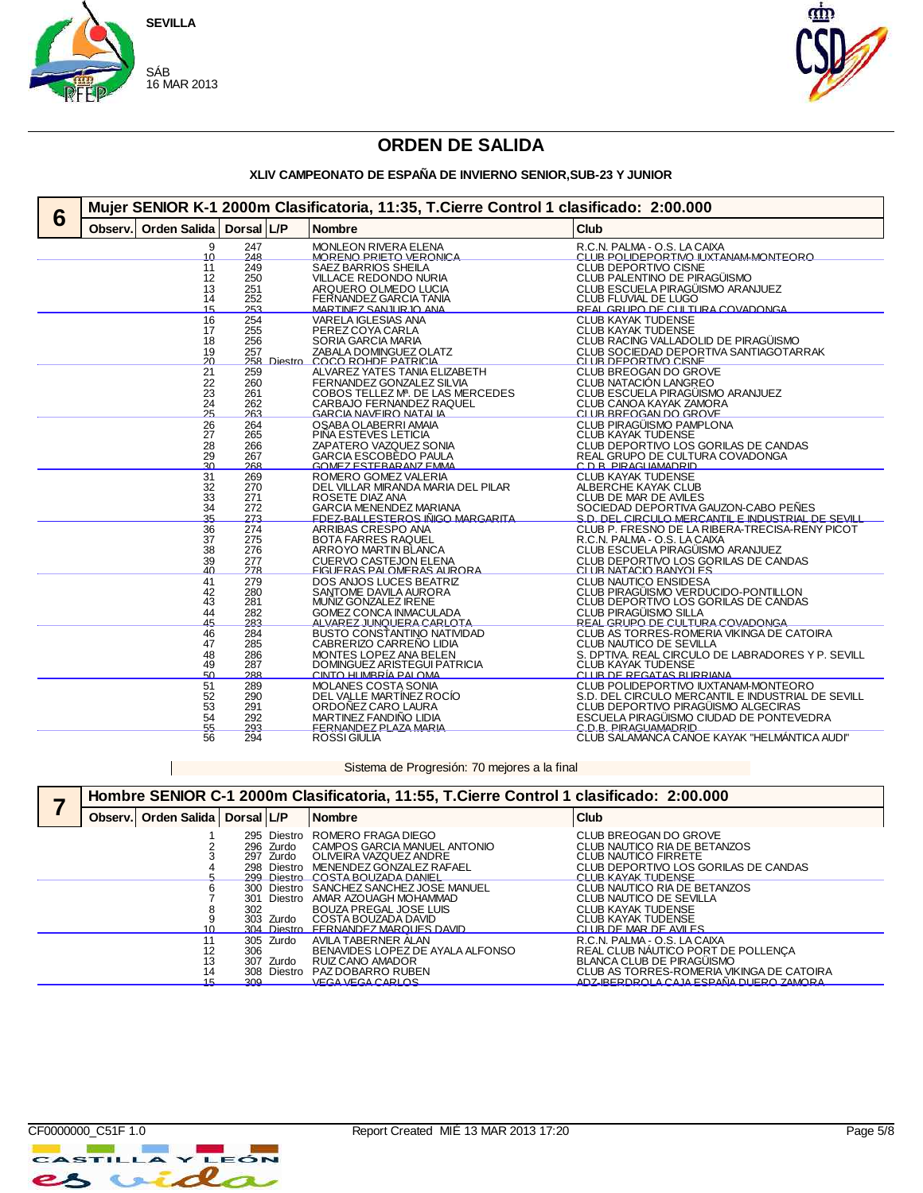SEVILLA

SÁB
16 MAR 2013

# ORDEN DE SALIDA

### XLIV CAMPEONATO DE ESPAÑA DE INVIERNO SENIOR,SUB-23 Y JUNIOR

## 6 Mujer SENIOR K-1 2000m Clasificatoria, 11:35, T.Cierre Control 1 clasificado: 2:00.000

| Observ. | Orden Salida | Dorsal | L/P | Nombre | Club |
|---|---|---|---|---|---|
| | 9 | 247 | | MONLEON RIVERA ELENA | R.C.N. PALMA - O.S. LA CAIXA |
| | 10 | 248 | | MORENO PRIETO VERONICA | CLUB POLIDEPORTIVO IUXTANAM-MONTEORO |
| | 11 | 249 | | SAEZ BARRIOS SHEILA | CLUB DEPORTIVO CISNE |
| | 12 | 250 | | VILLACE REDONDO NURIA | CLUB PALENTINO DE PIRAGÜISMO |
| | 13 | 251 | | ARQUERO OLMEDO LUCIA | CLUB ESCUELA PIRAGÜISMO ARANJUEZ |
| | 14 | 252 | | FERNANDEZ GARCIA TANIA | CLUB FLUVIAL DE LUGO |
| | 15 | 253 | | MARTINEZ SANJURJO ANA | REAL GRUPO DE CULTURA COVADONGA |
| | 16 | 254 | | VARELA IGLESIAS ANA | CLUB KAYAK TUDENSE |
| | 17 | 255 | | PEREZ COYA CARLA | CLUB KAYAK TUDENSE |
| | 18 | 256 | | SORIA GARCIA MARIA | CLUB RACING VALLADOLID DE PIRAGÜISMO |
| | 19 | 257 | | ZABALA DOMINGUEZ OLATZ | CLUB SOCIEDAD DEPORTIVA SANTIAGOTARRAK |
| | 20 | 258 | Diestro | COCO ROHDE PATRICIA | CLUB DEPORTIVO CISNE |
| | 21 | 259 | | ALVAREZ YATES TANIA ELIZABETH | CLUB BREOGAN DO GROVE |
| | 22 | 260 | | FERNANDEZ GONZALEZ SILVIA | CLUB NATACIÓN LANGREO |
| | 23 | 261 | | COBOS TELLEZ Mª. DE LAS MERCEDES | CLUB ESCUELA PIRAGÜISMO ARANJUEZ |
| | 24 | 262 | | CARBAJO FERNANDEZ RAQUEL | CLUB CANOA KAYAK ZAMORA |
| | 25 | 263 | | GARCIA NAVEIRO NATALIA | CLUB BREOGAN DO GROVE |
| | 26 | 264 | | OSABA OLABERRI AMAIA | CLUB PIRAGÜISMO PAMPLONA |
| | 27 | 265 | | PIÑA ESTEVES LETICIA | CLUB KAYAK TUDENSE |
| | 28 | 266 | | ZAPATERO VAZQUEZ SONIA | CLUB DEPORTIVO LOS GORILAS DE CANDAS |
| | 29 | 267 | | GARCIA ESCOBEDO PAULA | REAL GRUPO DE CULTURA COVADONGA |
| | 30 | 268 | | GOMEZ ESTEBARANZ EMMA | C.D.B. PIRAGUAMADRID |
| | 31 | 269 | | ROMERO GOMEZ VALERIA | CLUB KAYAK TUDENSE |
| | 32 | 270 | | DEL VILLAR MIRANDA MARIA DEL PILAR | ALBERCHE KAYAK CLUB |
| | 33 | 271 | | ROSETE DIAZ ANA | CLUB DE MAR DE AVILES |
| | 34 | 272 | | GARCIA MENENDEZ MARIANA | SOCIEDAD DEPORTIVA GAUZON-CABO PEÑES |
| | 35 | 273 | | FDEZ-BALLESTEROS IÑIGO MARGARITA | S.D. DEL CIRCULO MERCANTIL E INDUSTRIAL DE SEVILL |
| | 36 | 274 | | ARRIBAS CRESPO ANA | CLUB P. FRESNO DE LA RIBERA-TRECISA-RENY PICOT |
| | 37 | 275 | | BOTA FARRES RAQUEL | R.C.N. PALMA - O.S. LA CAIXA |
| | 38 | 276 | | ARROYO MARTIN BLANCA | CLUB ESCUELA PIRAGÜISMO ARANJUEZ |
| | 39 | 277 | | CUERVO CASTEJON ELENA | CLUB DEPORTIVO LOS GORILAS DE CANDAS |
| | 40 | 278 | | FIGUERAS PALOMERAS AURORA | CLUB NATACIO BANYOLES |
| | 41 | 279 | | DOS ANJOS LUCES BEATRIZ | CLUB NAUTICO ENSIDESA |
| | 42 | 280 | | SANTOME DAVILA AURORA | CLUB PIRAGÜISMO VERDUCIDO-PONTILLON |
| | 43 | 281 | | MUÑIZ GONZALEZ IRENE | CLUB DEPORTIVO LOS GORILAS DE CANDAS |
| | 44 | 282 | | GOMEZ CONCA INMACULADA | CLUB PIRAGÜISMO SILLA |
| | 45 | 283 | | ALVAREZ JUNQUERA CARLOTA | REAL GRUPO DE CULTURA COVADONGA |
| | 46 | 284 | | BUSTO CONSTANTINO NATIVIDAD | CLUB AS TORRES-ROMERIA VIKINGA DE CATOIRA |
| | 47 | 285 | | CABRERIZO CARREÑO LIDIA | CLUB NAUTICO DE SEVILLA |
| | 48 | 286 | | MONTES LOPEZ ANA BELEN | S. DPTIVA. REAL CIRCULO DE LABRADORES Y P. SEVILL |
| | 49 | 287 | | DOMINGUEZ ARISTEGUI PATRICIA | CLUB KAYAK TUDENSE |
| | 50 | 288 | | CINTO HUMBRÍA PALOMA | CLUB DE REGATAS BURRIANA |
| | 51 | 289 | | MOLANES COSTA SONIA | CLUB POLIDEPORTIVO IUXTANAM-MONTEORO |
| | 52 | 290 | | DEL VALLE MARTINEZ ROCÍO | S.D. DEL CIRCULO MERCANTIL E INDUSTRIAL DE SEVILL |
| | 53 | 291 | | ORDOÑEZ CARO LAURA | CLUB DEPORTIVO PIRAGÜISMO ALGECIRAS |
| | 54 | 292 | | MARTINEZ FANDIÑO LIDIA | ESCUELA PIRAGÜISMO CIUDAD DE PONTEVEDRA |
| | 55 | 293 | | FERNANDEZ PLAZA MARIA | C.D.B. PIRAGUAMADRID |
| | 56 | 294 | | ROSSI GIULIA | CLUB SALAMANCA CANOE KAYAK "HELMÁNTICA AUDI" |

Sistema de Progresión: 70 mejores a la final

## 7 Hombre SENIOR C-1 2000m Clasificatoria, 11:55, T.Cierre Control 1 clasificado: 2:00.000

| Observ. | Orden Salida | Dorsal | L/P | Nombre | Club |
|---|---|---|---|---|---|
| | 1 | 295 | Diestro | ROMERO FRAGA DIEGO | CLUB BREOGAN DO GROVE |
| | 2 | 296 | Zurdo | CAMPOS GARCIA MANUEL ANTONIO | CLUB NAUTICO RIA DE BETANZOS |
| | 3 | 297 | Zurdo | OLIVEIRA VAZQUEZ ANDRE | CLUB NAUTICO FIRRETE |
| | 4 | 298 | Diestro | MENENDEZ GONZALEZ RAFAEL | CLUB DEPORTIVO LOS GORILAS DE CANDAS |
| | 5 | 299 | Diestro | COSTA BOUZADA DANIEL | CLUB KAYAK TUDENSE |
| | 6 | 300 | Diestro | SANCHEZ SANCHEZ JOSE MANUEL | CLUB NAUTICO RIA DE BETANZOS |
| | 7 | 301 | Diestro | AMAR AZOUAGH MOHAMMAD | CLUB NAUTICO DE SEVILLA |
| | 8 | 302 | | BOUZA PREGAL JOSE LUIS | CLUB KAYAK TUDENSE |
| | 9 | 303 | Zurdo | COSTA BOUZADA DAVID | CLUB KAYAK TUDENSE |
| | 10 | 304 | Diestro | FERNANDEZ MARQUES DAVID | CLUB DE MAR DE AVILES |
| | 11 | 305 | Zurdo | AVILA TABERNER ALAN | R.C.N. PALMA - O.S. LA CAIXA |
| | 12 | 306 | | BENAVIDES LOPEZ DE AYALA ALFONSO | REAL CLUB NÁUTICO PORT DE POLLENÇA |
| | 13 | 307 | Zurdo | RUIZ CANO AMADOR | BLANCA CLUB DE PIRAGÜISMO |
| | 14 | 308 | Diestro | PAZ DOBARRO RUBEN | CLUB AS TORRES-ROMERIA VIKINGA DE CATOIRA |
| | 15 | 309 | | VEGA VEGA CARLOS | ADZ-IBERDROLA CAJA ESPAÑA DUERO ZAMORA |

CF0000000_C51F 1.0 Report Created MIÉ 13 MAR 2013 17:20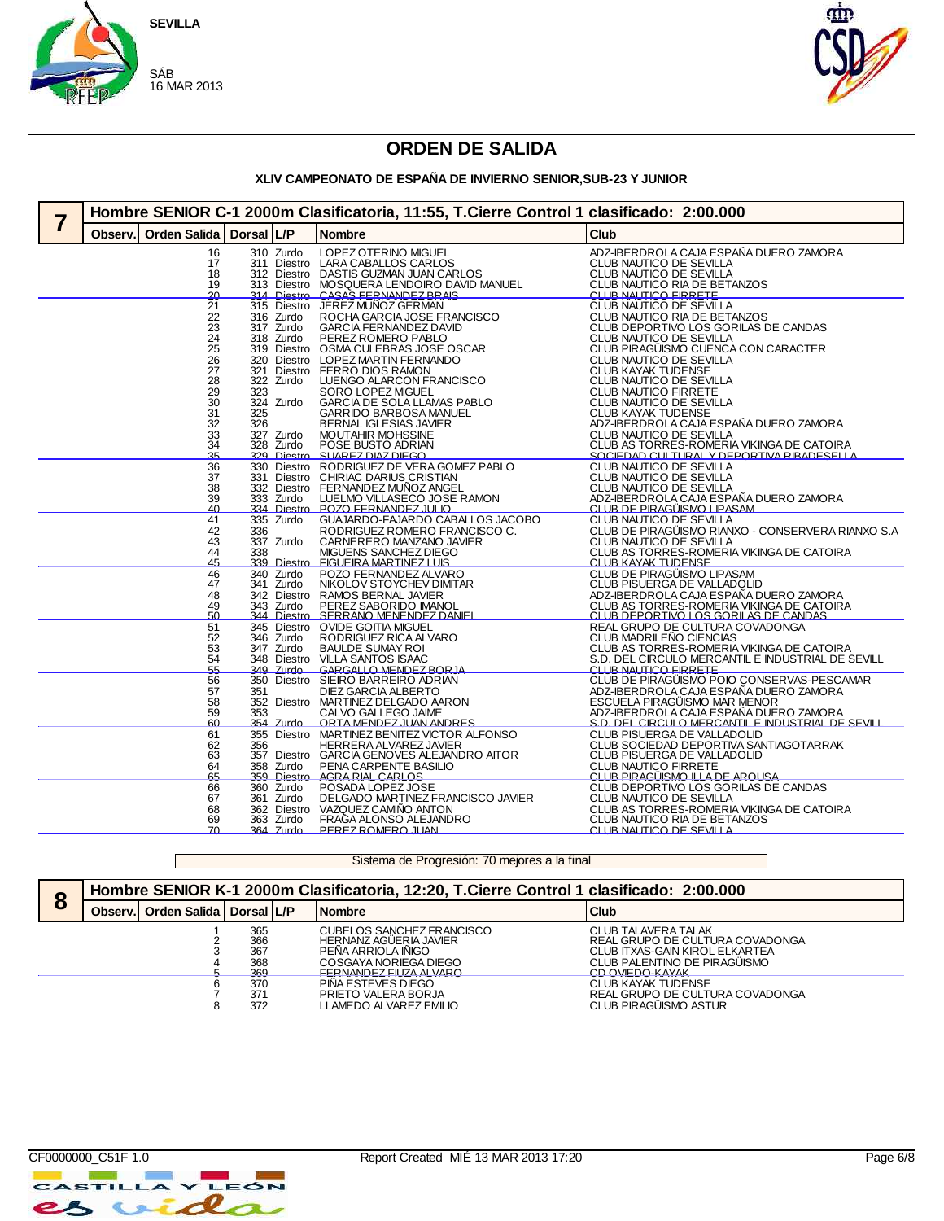SEVILLA

SÁB
16 MAR 2013

# ORDEN DE SALIDA

### XLIV CAMPEONATO DE ESPAÑA DE INVIERNO SENIOR,SUB-23 Y JUNIOR

## 7 Hombre SENIOR C-1 2000m Clasificatoria, 11:55, T.Cierre Control 1 clasificado: 2:00.000

| Observ. | Orden Salida | Dorsal | L/P | Nombre | Club |
|---|---|---|---|---|---|
| | 16 | 310 | Zurdo | LOPEZ OTERINO MIGUEL | ADZ-IBERDROLA CAJA ESPAÑA DUERO ZAMORA |
| | 17 | 311 | Diestro | LARA CABALLOS CARLOS | CLUB NAUTICO DE SEVILLA |
| | 18 | 312 | Diestro | DASTIS GUZMAN JUAN CARLOS | CLUB NAUTICO DE SEVILLA |
| | 19 | 313 | Diestro | MOSQUERA LENDOIRO DAVID MANUEL | CLUB NAUTICO RIA DE BETANZOS |
| | 20 | 314 | Diestro | CASAS FERNANDEZ BRAIS | CLUB NAUTICO FIRRETE |
| | 21 | 315 | Diestro | JEREZ MUÑOZ GERMAN | CLUB NAUTICO DE SEVILLA |
| | 22 | 316 | Zurdo | ROCHA GARCIA JOSE FRANCISCO | CLUB NAUTICO RIA DE BETANZOS |
| | 23 | 317 | Zurdo | GARCIA FERNANDEZ DAVID | CLUB DEPORTIVO LOS GORILAS DE CANDAS |
| | 24 | 318 | Zurdo | PEREZ ROMERO PABLO | CLUB NAUTICO DE SEVILLA |
| | 25 | 319 | Diestro | OSMA CULEBRAS JOSE OSCAR | CLUB PIRAGÜISMO CUENCA CON CARACTER |
| | 26 | 320 | Diestro | LOPEZ MARTIN FERNANDO | CLUB NAUTICO DE SEVILLA |
| | 27 | 321 | Diestro | FERRO DIOS RAMON | CLUB KAYAK TUDENSE |
| | 28 | 322 | Zurdo | LUENGO ALARCON FRANCISCO | CLUB NAUTICO DE SEVILLA |
| | 29 | 323 | | SORO LOPEZ MIGUEL | CLUB NAUTICO FIRRETE |
| | 30 | 324 | Zurdo | GARCIA DE SOLA LLAMAS PABLO | CLUB NAUTICO DE SEVILLA |
| | 31 | 325 | | GARRIDO BARBOSA MANUEL | CLUB KAYAK TUDENSE |
| | 32 | 326 | | BERNAL IGLESIAS JAVIER | ADZ-IBERDROLA CAJA ESPAÑA DUERO ZAMORA |
| | 33 | 327 | Zurdo | MOUTAHIR MOHSSINE | CLUB NAUTICO DE SEVILLA |
| | 34 | 328 | Zurdo | POSE BUSTO ADRIAN | CLUB AS TORRES-ROMERIA VIKINGA DE CATOIRA |
| | 35 | 329 | Diestro | SUAREZ DIAZ DIEGO | SOCIEDAD CULTURAL Y DEPORTIVA RIBADESELLA |
| | 36 | 330 | Diestro | RODRIGUEZ DE VERA GOMEZ PABLO | CLUB NAUTICO DE SEVILLA |
| | 37 | 331 | Diestro | CHIRIAC DARIUS CRISTIAN | CLUB NAUTICO DE SEVILLA |
| | 38 | 332 | Diestro | FERNANDEZ MUÑOZ ANGEL | CLUB NAUTICO DE SEVILLA |
| | 39 | 333 | Zurdo | LUELMO VILLASECO JOSE RAMON | ADZ-IBERDROLA CAJA ESPAÑA DUERO ZAMORA |
| | 40 | 334 | Diestro | POZO FERNANDEZ JULIO | CLUB DE PIRAGÜISMO LIPASAM |
| | 41 | 335 | Zurdo | GUAJARDO-FAJARDO CABALLOS JACOBO | CLUB NAUTICO DE SEVILLA |
| | 42 | 336 | | RODRIGUEZ ROMERO FRANCISCO C. | CLUB DE PIRAGÜISMO RIANXO - CONSERVERA RIANXO S.A |
| | 43 | 337 | Zurdo | CARNERERO MANZANO JAVIER | CLUB NAUTICO DE SEVILLA |
| | 44 | 338 | | MIGUENS SANCHEZ DIEGO | CLUB AS TORRES-ROMERIA VIKINGA DE CATOIRA |
| | 45 | 339 | Diestro | FIGUEIRA MARTINEZ LUIS | CLUB KAYAK TUDENSE |
| | 46 | 340 | Zurdo | POZO FERNANDEZ ALVARO | CLUB DE PIRAGÜISMO LIPASAM |
| | 47 | 341 | Zurdo | NIKOLOV STOYCHEV DIMITAR | CLUB PISUERGA DE VALLADOLID |
| | 48 | 342 | Diestro | RAMOS BERNAL JAVIER | ADZ-IBERDROLA CAJA ESPAÑA DUERO ZAMORA |
| | 49 | 343 | Zurdo | PEREZ SABORIDO IMANOL | CLUB AS TORRES-ROMERIA VIKINGA DE CATOIRA |
| | 50 | 344 | Diestro | SERRANO MENENDEZ DANIEL | CLUB DEPORTIVO LOS GORILAS DE CANDAS |
| | 51 | 345 | Diestro | OVIDE GOITIA MIGUEL | REAL GRUPO DE CULTURA COVADONGA |
| | 52 | 346 | Zurdo | RODRIGUEZ RICA ALVARO | CLUB MADRILEÑO CIENCIAS |
| | 53 | 347 | Zurdo | BAULDE SUMAY ROI | CLUB AS TORRES-ROMERIA VIKINGA DE CATOIRA |
| | 54 | 348 | Diestro | VILLA SANTOS ISAAC | S.D. DEL CIRCULO MERCANTIL E INDUSTRIAL DE SEVILL |
| | 55 | 349 | Zurdo | GARGALLO MENDEZ BORJA | CLUB NAUTICO FIRRETE |
| | 56 | 350 | Diestro | SIEIRO BARREIRO ADRIAN | CLUB DE PIRAGÜISMO POIO CONSERVAS-PESCAMAR |
| | 57 | 351 | | DIEZ GARCIA ALBERTO | ADZ-IBERDROLA CAJA ESPAÑA DUERO ZAMORA |
| | 58 | 352 | Diestro | MARTINEZ DELGADO AARON | ESCUELA PIRAGÜISMO MAR MENOR |
| | 59 | 353 | | CALVO GALLEGO JAIME | ADZ-IBERDROLA CAJA ESPAÑA DUERO ZAMORA |
| | 60 | 354 | Zurdo | ORTA MENDEZ JUAN ANDRES | S.D. DEL CIRCULO MERCANTIL E INDUSTRIAL DE SEVILL |
| | 61 | 355 | Diestro | MARTINEZ BENITEZ VICTOR ALFONSO | CLUB PISUERGA DE VALLADOLID |
| | 62 | 356 | | HERRERA ALVAREZ JAVIER | CLUB SOCIEDAD DEPORTIVA SANTIAGOTARRAK |
| | 63 | 357 | Diestro | GARCIA GENOVES ALEJANDRO AITOR | CLUB PISUERGA DE VALLADOLID |
| | 64 | 358 | Zurdo | PENA CARPENTE BASILIO | CLUB NAUTICO FIRRETE |
| | 65 | 359 | Diestro | AGRA RIAL CARLOS | CLUB PIRAGÜISMO ILLA DE AROUSA |
| | 66 | 360 | Zurdo | POSADA LOPEZ JOSE | CLUB DEPORTIVO LOS GORILAS DE CANDAS |
| | 67 | 361 | Zurdo | DELGADO MARTINEZ FRANCISCO JAVIER | CLUB NAUTICO DE SEVILLA |
| | 68 | 362 | Diestro | VAZQUEZ CAMIÑO ANTON | CLUB AS TORRES-ROMERIA VIKINGA DE CATOIRA |
| | 69 | 363 | Zurdo | FRAGA ALONSO ALEJANDRO | CLUB NAUTICO RIA DE BETANZOS |
| | 70 | 364 | Zurdo | PEREZ ROMERO JUAN | CLUB NAUTICO DE SEVILLA |

Sistema de Progresión: 70 mejores a la final

## 8 Hombre SENIOR K-1 2000m Clasificatoria, 12:20, T.Cierre Control 1 clasificado: 2:00.000

| Observ. | Orden Salida | Dorsal | L/P | Nombre | Club |
|---|---|---|---|---|---|
| | 1 | 365 | | CUBELOS SANCHEZ FRANCISCO | CLUB TALAVERA TALAK |
| | 2 | 366 | | HERNANZ AGÜERIA JAVIER | REAL GRUPO DE CULTURA COVADONGA |
| | 3 | 367 | | PEÑA ARRIOLA IÑIGO | CLUB ITXAS-GAIN KIROL ELKARTEA |
| | 4 | 368 | | COSGAYA NORIEGA DIEGO | CLUB PALENTINO DE PIRAGÜISMO |
| | 5 | 369 | | FERNANDEZ FIUZA ALVARO | CD OVIEDO-KAYAK |
| | 6 | 370 | | PIÑA ESTEVES DIEGO | CLUB KAYAK TUDENSE |
| | 7 | 371 | | PRIETO VALERA BORJA | REAL GRUPO DE CULTURA COVADONGA |
| | 8 | 372 | | LLAMEDO ALVAREZ EMILIO | CLUB PIRAGÜISMO ASTUR |

CF0000000_C51F 1.0 Report Created MIÉ 13 MAR 2013 17:20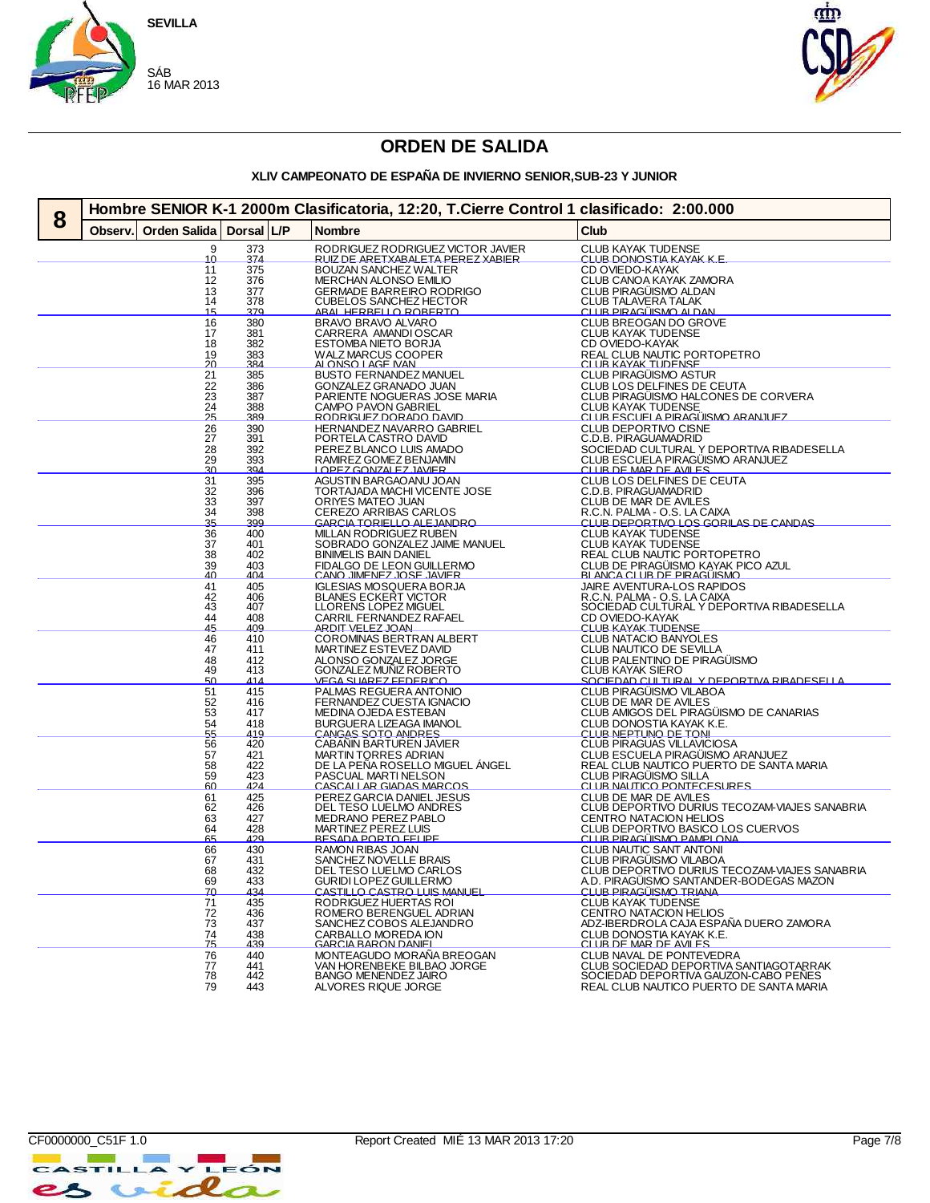SEVILLA

SÁB
16 MAR 2013

# ORDEN DE SALIDA

## XLIV CAMPEONATO DE ESPAÑA DE INVIERNO SENIOR,SUB-23 Y JUNIOR

### 8 Hombre SENIOR K-1 2000m Clasificatoria, 12:20, T.Cierre Control 1 clasificado: 2:00.000

| Observ. | Orden Salida | Dorsal | L/P | Nombre | Club |
|---|---|---|---|---|---|
| | 9 | 373 | | RODRIGUEZ RODRIGUEZ VICTOR JAVIER | CLUB KAYAK TUDENSE |
| | 10 | 374 | | RUIZ DE ARETXABALETA PEREZ XABIER | CLUB DONOSTIA KAYAK K.E. |
| | 11 | 375 | | BOUZAN SANCHEZ WALTER | CD OVIEDO-KAYAK |
| | 12 | 376 | | MERCHAN ALONSO EMILIO | CLUB CANOA KAYAK ZAMORA |
| | 13 | 377 | | GERMADE BARREIRO RODRIGO | CLUB PIRAGÜISMO ALDAN |
| | 14 | 378 | | CUBELOS SANCHEZ HECTOR | CLUB TALAVERA TALAK |
| | 15 | 379 | | ABAL HERBELLO ROBERTO | CLUB PIRAGÜISMO ALDAN |
| | 16 | 380 | | BRAVO BRAVO ALVARO | CLUB BREOGAN DO GROVE |
| | 17 | 381 | | CARRERA AMANDI OSCAR | CLUB KAYAK TUDENSE |
| | 18 | 382 | | ESTOMBA NIETO BORJA | CD OVIEDO-KAYAK |
| | 19 | 383 | | WALZ MARCUS COOPER | REAL CLUB NAUTIC PORTOPETRO |
| | 20 | 384 | | ALONSO LAGE IVAN | CLUB KAYAK TUDENSE |
| | 21 | 385 | | BUSTO FERNANDEZ MANUEL | CLUB PIRAGÜISMO ASTUR |
| | 22 | 386 | | GONZALEZ GRANADO JUAN | CLUB LOS DELFINES DE CEUTA |
| | 23 | 387 | | PARIENTE NOGUERAS JOSE MARIA | CLUB PIRAGÜISMO HALCONES DE CORVERA |
| | 24 | 388 | | CAMPO PAVON GABRIEL | CLUB KAYAK TUDENSE |
| | 25 | 389 | | RODRIGUEZ DORADO DAVID | CLUB ESCUELA PIRAGÜISMO ARANJUEZ |
| | 26 | 390 | | HERNANDEZ NAVARRO GABRIEL | CLUB DEPORTIVO CISNE |
| | 27 | 391 | | PORTELA CASTRO DAVID | C.D.B. PIRAGUAMADRID |
| | 28 | 392 | | PEREZ BLANCO LUIS AMADO | SOCIEDAD CULTURAL Y DEPORTIVA RIBADESELLA |
| | 29 | 393 | | RAMIREZ GOMEZ BENJAMIN | CLUB ESCUELA PIRAGÜISMO ARANJUEZ |
| | 30 | 394 | | LOPEZ GONZALEZ JAVIER | CLUB DE MAR DE AVILES |
| | 31 | 395 | | AGUSTIN BARGAOANU JOAN | CLUB LOS DELFINES DE CEUTA |
| | 32 | 396 | | TORTAJADA MACHI VICENTE JOSE | C.D.B. PIRAGUAMADRID |
| | 33 | 397 | | ORIYES MATEO JUAN | CLUB DE MAR DE AVILES |
| | 34 | 398 | | CEREZO ARRIBAS CARLOS | R.C.N. PALMA - O.S. LA CAIXA |
| | 35 | 399 | | GARCIA TORIELLO ALEJANDRO | CLUB DEPORTIVO LOS GORILAS DE CANDAS |
| | 36 | 400 | | MILLAN RODRIGUEZ RUBEN | CLUB KAYAK TUDENSE |
| | 37 | 401 | | SOBRADO GONZALEZ JAIME MANUEL | CLUB KAYAK TUDENSE |
| | 38 | 402 | | BINIMELIS BAIN DANIEL | REAL CLUB NAUTIC PORTOPETRO |
| | 39 | 403 | | FIDALGO DE LEON GUILLERMO | CLUB DE PIRAGÜISMO KAYAK PICO AZUL |
| | 40 | 404 | | CANO JIMENEZ JOSE JAVIER | BLANCA CLUB DE PIRAGÜISMO |
| | 41 | 405 | | IGLESIAS MOSQUERA BORJA | JAIRE AVENTURA-LOS RAPIDOS |
| | 42 | 406 | | BLANES ECKERT VICTOR | R.C.N. PALMA - O.S. LA CAIXA |
| | 43 | 407 | | LLORENS LOPEZ MIGUEL | SOCIEDAD CULTURAL Y DEPORTIVA RIBADESELLA |
| | 44 | 408 | | CARRIL FERNANDEZ RAFAEL | CD OVIEDO-KAYAK |
| | 45 | 409 | | ARDIT VELEZ JOAN | CLUB KAYAK TUDENSE |
| | 46 | 410 | | COROMINAS BERTRAN ALBERT | CLUB NATACIO BANYOLES |
| | 47 | 411 | | MARTINEZ ESTEVEZ DAVID | CLUB NAUTICO DE SEVILLA |
| | 48 | 412 | | ALONSO GONZALEZ JORGE | CLUB PALENTINO DE PIRAGÜISMO |
| | 49 | 413 | | GONZALEZ MUÑIZ ROBERTO | CLUB KAYAK SIERO |
| | 50 | 414 | | VEGA SUAREZ FEDERICO | SOCIEDAD CULTURAL Y DEPORTIVA RIBADESELLA |
| | 51 | 415 | | PALMAS REGUERA ANTONIO | CLUB PIRAGÜISMO VILABOA |
| | 52 | 416 | | FERNANDEZ CUESTA IGNACIO | CLUB DE MAR DE AVILES |
| | 53 | 417 | | MEDINA OJEDA ESTEBAN | CLUB AMIGOS DEL PIRAGÜISMO DE CANARIAS |
| | 54 | 418 | | BURGUERA LIZEAGA IMANOL | CLUB DONOSTIA KAYAK K.E. |
| | 55 | 419 | | CANGAS SOTO ANDRES | CLUB NEPTUNO DE TONI |
| | 56 | 420 | | CABAÑIN BARTUREN JAVIER | CLUB PIRAGUAS VILLAVICIOSA |
| | 57 | 421 | | MARTIN TORRES ADRIAN | CLUB ESCUELA PIRAGÜISMO ARANJUEZ |
| | 58 | 422 | | DE LA PEÑA ROSELLO MIGUEL ÁNGEL | REAL CLUB NAUTICO PUERTO DE SANTA MARIA |
| | 59 | 423 | | PASCUAL MARTI NELSON | CLUB PIRAGÜISMO SILLA |
| | 60 | 424 | | CASCALLAR GIADAS MARCOS | CLUB NAUTICO PONTECESURES |
| | 61 | 425 | | PEREZ GARCIA DANIEL JESUS | CLUB DE MAR DE AVILES |
| | 62 | 426 | | DEL TESO LUELMO ANDRES | CLUB DEPORTIVO DURIUS TECOZAM-VIAJES SANABRIA |
| | 63 | 427 | | MEDRANO PEREZ PABLO | CENTRO NATACION HELIOS |
| | 64 | 428 | | MARTINEZ PEREZ LUIS | CLUB DEPORTIVO BASICO LOS CUERVOS |
| | 65 | 429 | | BESADA PORTO FELIPE | CLUB PIRAGÜISMO PAMPLONA |
| | 66 | 430 | | RAMON RIBAS JOAN | CLUB NAUTIC SANT ANTONI |
| | 67 | 431 | | SANCHEZ NOVELLE BRAIS | CLUB PIRAGÜISMO VILABOA |
| | 68 | 432 | | DEL TESO LUELMO CARLOS | CLUB DEPORTIVO DURIUS TECOZAM-VIAJES SANABRIA |
| | 69 | 433 | | GURIDI LOPEZ GUILLERMO | A.D. PIRAGÜISMO SANTANDER-BODEGAS MAZON |
| | 70 | 434 | | CASTILLO CASTRO LUIS MANUEL | CLUB PIRAGÜISMO TRIANA |
| | 71 | 435 | | RODRIGUEZ HUERTAS ROI | CLUB KAYAK TUDENSE |
| | 72 | 436 | | ROMERO BERENGUEL ADRIAN | CENTRO NATACION HELIOS |
| | 73 | 437 | | SANCHEZ COBOS ALEJANDRO | ADZ-IBERDROLA CAJA ESPAÑA DUERO ZAMORA |
| | 74 | 438 | | CARBALLO MOREDA ION | CLUB DONOSTIA KAYAK K.E. |
| | 75 | 439 | | GARCIA BARON DANIEL | CLUB DE MAR DE AVILES |
| | 76 | 440 | | MONTEAGUDO MORAÑA BREOGAN | CLUB NAVAL DE PONTEVEDRA |
| | 77 | 441 | | VAN HORENBEKE BILBAO JORGE | CLUB SOCIEDAD DEPORTIVA SANTIAGOTARRAK |
| | 78 | 442 | | BANGO MENENDEZ JAIRO | SOCIEDAD DEPORTIVA GAUZON-CABO PEÑES |
| | 79 | 443 | | ALVORES RIQUE JORGE | REAL CLUB NAUTICO PUERTO DE SANTA MARIA |

CF0000000_C51F 1.0 Report Created MIÉ 13 MAR 2013 17:20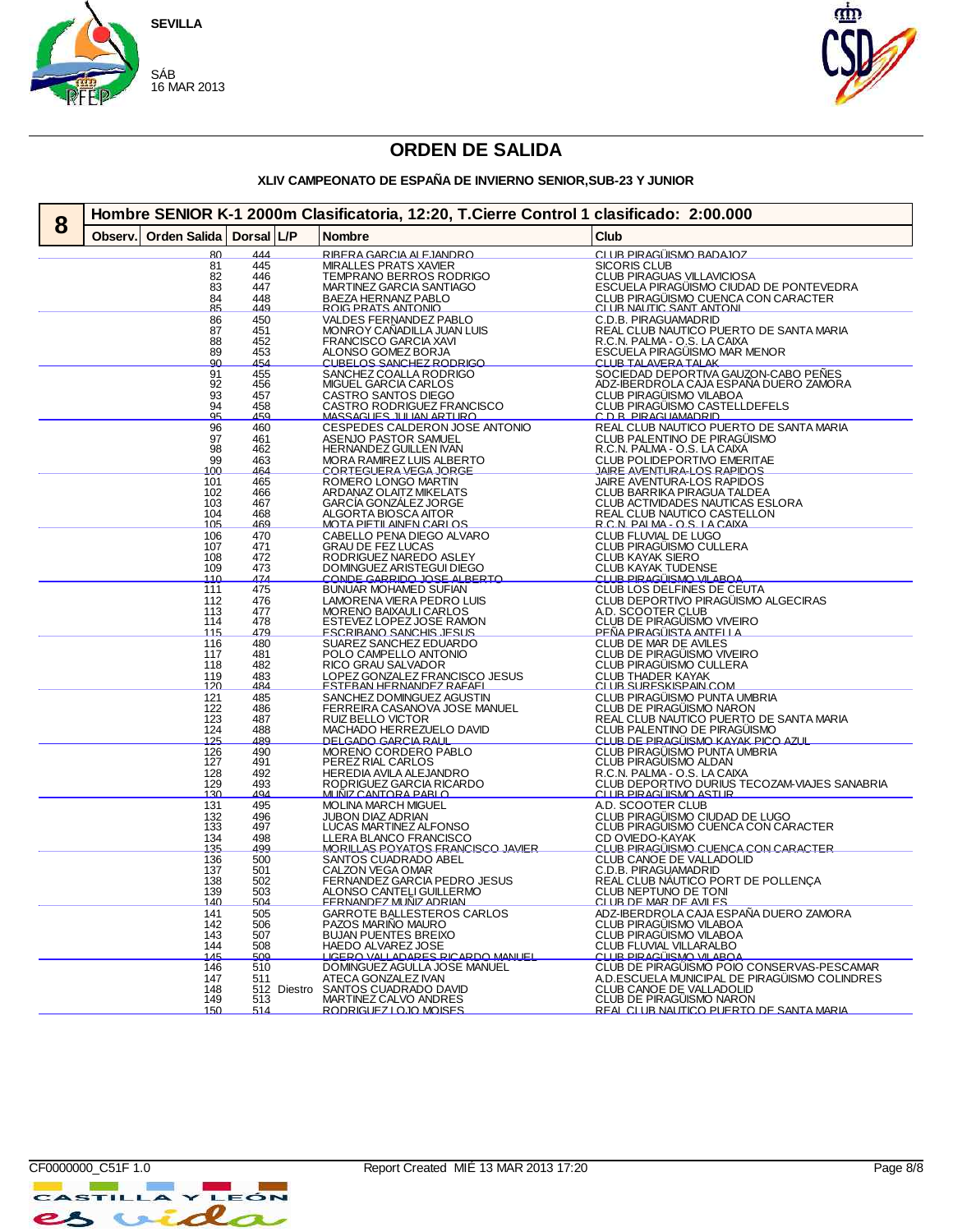SEVILLA

SÁB
16 MAR 2013

## ORDEN DE SALIDA

### XLIV CAMPEONATO DE ESPAÑA DE INVIERNO SENIOR,SUB-23 Y JUNIOR

**8** — **Hombre SENIOR K-1 2000m Clasificatoria, 12:20, T.Cierre Control 1 clasificado: 2:00.000**

| Observ. | Orden Salida | Dorsal | L/P | Nombre | Club |
|---|---|---|---|---|---|
| | 80 | 444 | | RIBERA GARCIA ALEJANDRO | CLUB PIRAGÜISMO BADAJOZ |
| | 81 | 445 | | MIRALLES PRATS XAVIER | SICORIS CLUB |
| | 82 | 446 | | TEMPRANO BERROS RODRIGO | CLUB PIRAGUAS VILLAVICIOSA |
| | 83 | 447 | | MARTINEZ GARCIA SANTIAGO | ESCUELA PIRAGÜISMO CIUDAD DE PONTEVEDRA |
| | 84 | 448 | | BAEZA HERNANZ PABLO | CLUB PIRAGÜISMO CUENCA CON CARACTER |
| | 85 | 449 | | ROIG PRATS ANTONIO | CLUB NAUTIC SANT ANTONI |
| | 86 | 450 | | VALDES FERNANDEZ PABLO | C.D.B. PIRAGUAMADRID |
| | 87 | 451 | | MONROY CAÑADILLA JUAN LUIS | REAL CLUB NAUTICO PUERTO DE SANTA MARIA |
| | 88 | 452 | | FRANCISCO GARCIA XAVI | R.C.N. PALMA - O.S. LA CAIXA |
| | 89 | 453 | | ALONSO GOMEZ BORJA | ESCUELA PIRAGÜISMO MAR MENOR |
| | 90 | 454 | | CUBELOS SANCHEZ RODRIGO | CLUB TALAVERA TALAK |
| | 91 | 455 | | SANCHEZ COALLA RODRIGO | SOCIEDAD DEPORTIVA GAUZON-CABO PEÑES |
| | 92 | 456 | | MIGUEL GARCIA CARLOS | ADZ-IBERDROLA CAJA ESPAÑA DUERO ZAMORA |
| | 93 | 457 | | CASTRO SANTOS DIEGO | CLUB PIRAGÜISMO VILABOA |
| | 94 | 458 | | CASTRO RODRIGUEZ FRANCISCO | CLUB PIRAGÜISMO CASTELLDEFELS |
| | 95 | 459 | | MASSAGUES JULIAN ARTURO | C.D.B. PIRAGUAMADRID |
| | 96 | 460 | | CESPEDES CALDERON JOSE ANTONIO | REAL CLUB NAUTICO PUERTO DE SANTA MARIA |
| | 97 | 461 | | ASENJO PASTOR SAMUEL | CLUB PALENTINO DE PIRAGÜISMO |
| | 98 | 462 | | HERNANDEZ GUILLEN IVAN | R.C.N. PALMA - O.S. LA CAIXA |
| | 99 | 463 | | MORA RAMIREZ LUIS ALBERTO | CLUB POLIDEPORTIVO EMERITAE |
| | 100 | 464 | | CORTEGUERA VEGA JORGE | JAIRE AVENTURA-LOS RAPIDOS |
| | 101 | 465 | | ROMERO LONGO MARTIN | JAIRE AVENTURA-LOS RAPIDOS |
| | 102 | 466 | | ARDANAZ OLAITZ MIKELATS | CLUB BARRIKA PIRAGUA TALDEA |
| | 103 | 467 | | GARCÍA GONZÁLEZ JORGE | CLUB ACTIVIDADES NAUTICAS ESLORA |
| | 104 | 468 | | ALGORTA BIOSCA AITOR | REAL CLUB NAUTICO CASTELLON |
| | 105 | 469 | | MOTA PIETILAINEN CARLOS | R.C.N. PALMA - O.S. LA CAIXA |
| | 106 | 470 | | CABELLO PENA DIEGO ALVARO | CLUB FLUVIAL DE LUGO |
| | 107 | 471 | | GRAU DE FEZ LUCAS | CLUB PIRAGÜISMO CULLERA |
| | 108 | 472 | | RODRIGUEZ NAREDO ASLEY | CLUB KAYAK SIERO |
| | 109 | 473 | | DOMINGUEZ ARISTEGUI DIEGO | CLUB KAYAK TUDENSE |
| | 110 | 474 | | CONDE GARRIDO JOSE ALBERTO | CLUB PIRAGÜISMO VILABOA |
| | 111 | 475 | | BUNUAR MOHAMED SUFIAN | CLUB LOS DELFINES DE CEUTA |
| | 112 | 476 | | LAMORENA VIERA PEDRO LUIS | CLUB DEPORTIVO PIRAGÜISMO ALGECIRAS |
| | 113 | 477 | | MORENO BAIXAULI CARLOS | A.D. SCOOTER CLUB |
| | 114 | 478 | | ESTEVEZ LOPEZ JOSE RAMON | CLUB DE PIRAGÜISMO VIVEIRO |
| | 115 | 479 | | ESCRIBANO SANCHIS JESUS | PEÑA PIRAGÜISTA ANTELLA |
| | 116 | 480 | | SUAREZ SANCHEZ EDUARDO | CLUB DE MAR DE AVILES |
| | 117 | 481 | | POLO CAMPELLO ANTONIO | CLUB DE PIRAGÜISMO VIVEIRO |
| | 118 | 482 | | RICO GRAU SALVADOR | CLUB PIRAGÜISMO CULLERA |
| | 119 | 483 | | LOPEZ GONZALEZ FRANCISCO JESUS | CLUB THADER KAYAK |
| | 120 | 484 | | ESTEBAN HERNANDEZ RAFAEL | CLUB SURESKISPAIN.COM |
| | 121 | 485 | | SANCHEZ DOMINGUEZ AGUSTIN | CLUB PIRAGÜISMO PUNTA UMBRIA |
| | 122 | 486 | | FERREIRA CASANOVA JOSE MANUEL | CLUB DE PIRAGÜISMO NARON |
| | 123 | 487 | | RUIZ BELLO VICTOR | REAL CLUB NAUTICO PUERTO DE SANTA MARIA |
| | 124 | 488 | | MACHADO HERREZUELO DAVID | CLUB PALENTINO DE PIRAGÜISMO |
| | 125 | 489 | | DELGADO GARCIA RAUL | CLUB DE PIRAGÜISMO KAYAK PICO AZUL |
| | 126 | 490 | | MORENO CORDERO PABLO | CLUB PIRAGÜISMO PUNTA UMBRIA |
| | 127 | 491 | | PEREZ RIAL CARLOS | CLUB PIRAGÜISMO ALDAN |
| | 128 | 492 | | HEREDIA AVILA ALEJANDRO | R.C.N. PALMA - O.S. LA CAIXA |
| | 129 | 493 | | RODRIGUEZ GARCIA RICARDO | CLUB DEPORTIVO DURIUS TECOZAM-VIAJES SANABRIA |
| | 130 | 494 | | MUÑIZ CANTORA PABLO | CLUB PIRAGÜISMO ASTUR |
| | 131 | 495 | | MOLINA MARCH MIGUEL | A.D. SCOOTER CLUB |
| | 132 | 496 | | JUBON DIAZ ADRIAN | CLUB PIRAGÜISMO CIUDAD DE LUGO |
| | 133 | 497 | | LUCAS MARTINEZ ALFONSO | CLUB PIRAGÜISMO CUENCA CON CARACTER |
| | 134 | 498 | | LLERA BLANCO FRANCISCO | CD OVIEDO-KAYAK |
| | 135 | 499 | | MORILLAS POYATOS FRANCISCO JAVIER | CLUB PIRAGÜISMO CUENCA CON CARACTER |
| | 136 | 500 | | SANTOS CUADRADO ABEL | CLUB CANOE DE VALLADOLID |
| | 137 | 501 | | CALZON VEGA OMAR | C.D.B. PIRAGUAMADRID |
| | 138 | 502 | | FERNANDEZ GARCIA PEDRO JESUS | REAL CLUB NÁUTICO PORT DE POLLENÇA |
| | 139 | 503 | | ALONSO CANTELI GUILLERMO | CLUB NEPTUNO DE TONI |
| | 140 | 504 | | FERNANDEZ MUÑIZ ADRIAN | CLUB DE MAR DE AVILES |
| | 141 | 505 | | GARROTE BALLESTEROS CARLOS | ADZ-IBERDROLA CAJA ESPAÑA DUERO ZAMORA |
| | 142 | 506 | | PAZOS MARIÑO MAURO | CLUB PIRAGÜISMO VILABOA |
| | 143 | 507 | | BUJAN PUENTES BREIXO | CLUB PIRAGÜISMO VILABOA |
| | 144 | 508 | | HAEDO ALVAREZ JOSE | CLUB FLUVIAL VILLARALBO |
| | 145 | 509 | | LIGERO VALLADARES RICARDO MANUEL | CLUB PIRAGÜISMO VILABOA |
| | 146 | 510 | | DOMINGUEZ AGULLA JOSE MANUEL | CLUB DE PIRAGÜISMO POIO CONSERVAS-PESCAMAR |
| | 147 | 511 | | ATECA GONZALEZ IVAN | A.D.ESCUELA MUNICIPAL DE PIRAGÜISMO COLINDRES |
| | 148 | 512 | Diestro | SANTOS CUADRADO DAVID | CLUB CANOE DE VALLADOLID |
| | 149 | 513 | | MARTINEZ CALVO ANDRES | CLUB DE PIRAGÜISMO NARON |
| | 150 | 514 | | RODRIGUEZ LOJO MOISES | REAL CLUB NAUTICO PUERTO DE SANTA MARIA |

CF0000000_C51F 1.0 — Report Created MIÉ 13 MAR 2013 17:20